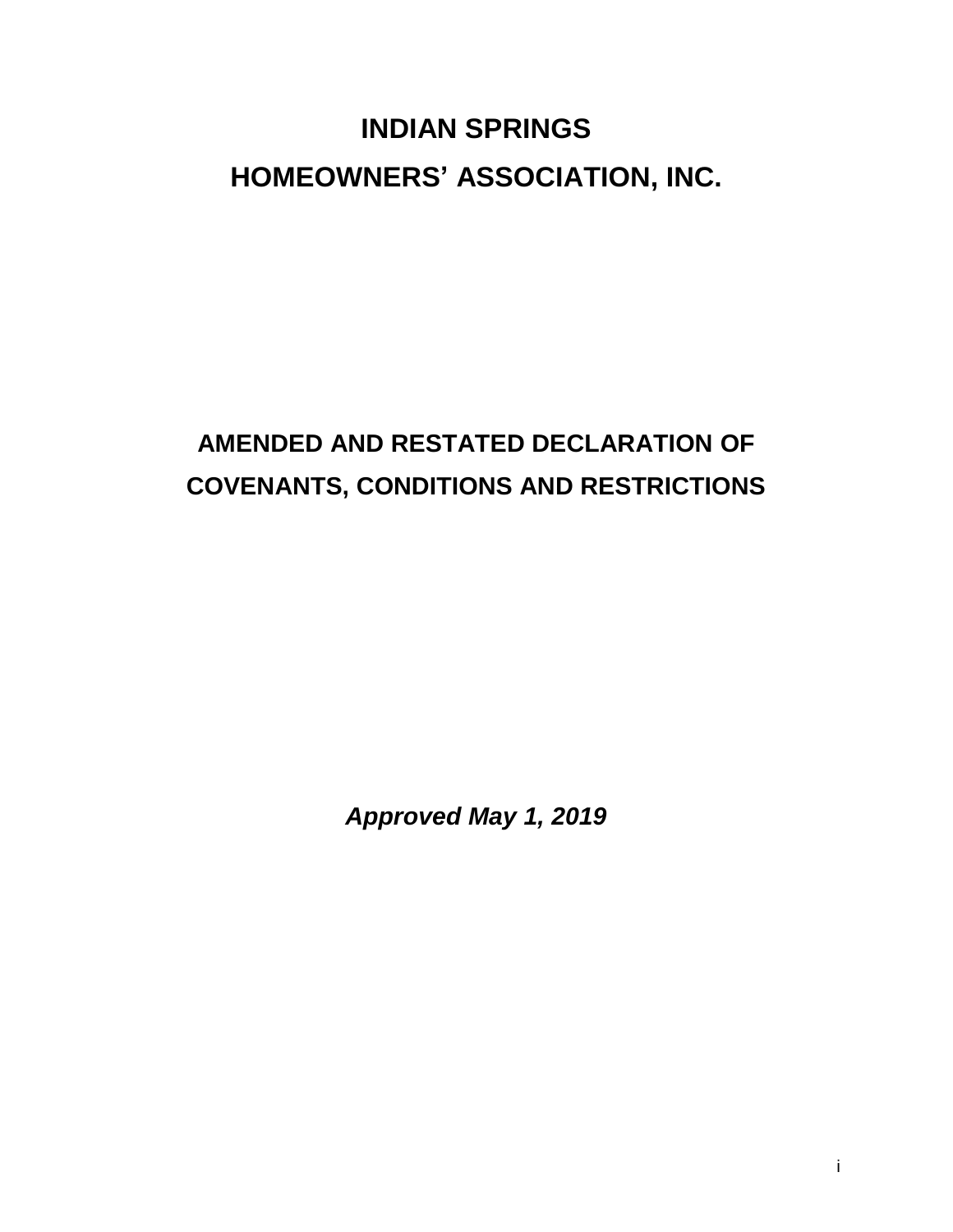# INDIAN SPRINGS
# HOMEOWNERS' ASSOCIATION, INC.

## AMENDED AND RESTATED DECLARATION OF COVENANTS, CONDITIONS AND RESTRICTIONS

***Approved May 1, 2019***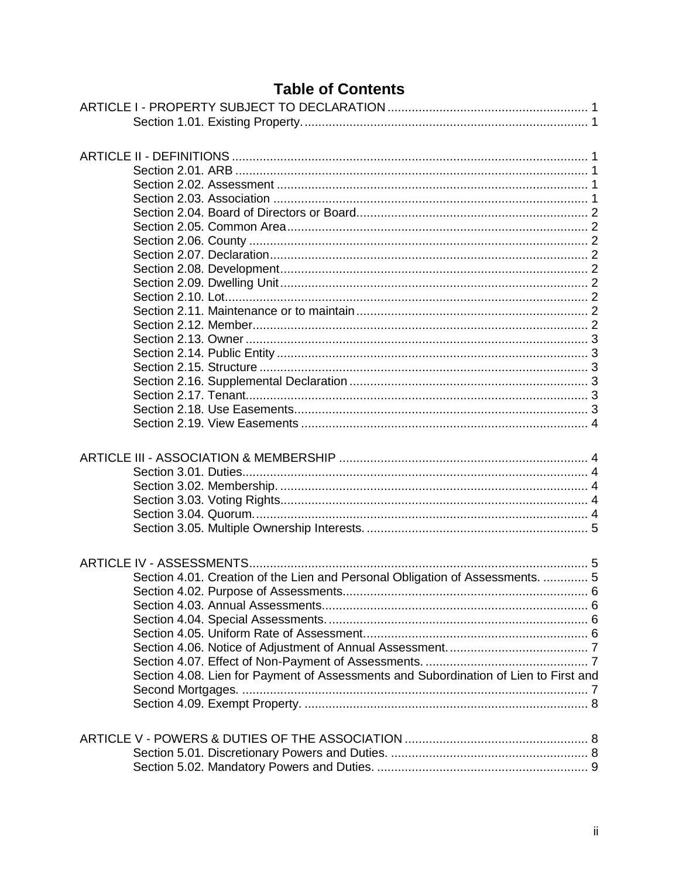# Table of Contents

ARTICLE I - PROPERTY SUBJECT TO DECLARATION ..... 1
- Section 1.01. Existing Property. ..... 1

ARTICLE II - DEFINITIONS ..... 1
- Section 2.01. ARB ..... 1
- Section 2.02. Assessment ..... 1
- Section 2.03. Association ..... 1
- Section 2.04. Board of Directors or Board ..... 2
- Section 2.05. Common Area ..... 2
- Section 2.06. County ..... 2
- Section 2.07. Declaration ..... 2
- Section 2.08. Development ..... 2
- Section 2.09. Dwelling Unit ..... 2
- Section 2.10. Lot ..... 2
- Section 2.11. Maintenance or to maintain ..... 2
- Section 2.12. Member ..... 2
- Section 2.13. Owner ..... 3
- Section 2.14. Public Entity ..... 3
- Section 2.15. Structure ..... 3
- Section 2.16. Supplemental Declaration ..... 3
- Section 2.17. Tenant ..... 3
- Section 2.18. Use Easements ..... 3
- Section 2.19. View Easements ..... 4

ARTICLE III - ASSOCIATION & MEMBERSHIP ..... 4
- Section 3.01. Duties ..... 4
- Section 3.02. Membership. ..... 4
- Section 3.03. Voting Rights ..... 4
- Section 3.04. Quorum. ..... 4
- Section 3.05. Multiple Ownership Interests. ..... 5

ARTICLE IV - ASSESSMENTS ..... 5
- Section 4.01. Creation of the Lien and Personal Obligation of Assessments. ..... 5
- Section 4.02. Purpose of Assessments ..... 6
- Section 4.03. Annual Assessments ..... 6
- Section 4.04. Special Assessments. ..... 6
- Section 4.05. Uniform Rate of Assessment ..... 6
- Section 4.06. Notice of Adjustment of Annual Assessment. ..... 7
- Section 4.07. Effect of Non-Payment of Assessments. ..... 7
- Section 4.08. Lien for Payment of Assessments and Subordination of Lien to First and Second Mortgages. ..... 7
- Section 4.09. Exempt Property. ..... 8

ARTICLE V - POWERS & DUTIES OF THE ASSOCIATION ..... 8
- Section 5.01. Discretionary Powers and Duties. ..... 8
- Section 5.02. Mandatory Powers and Duties. ..... 9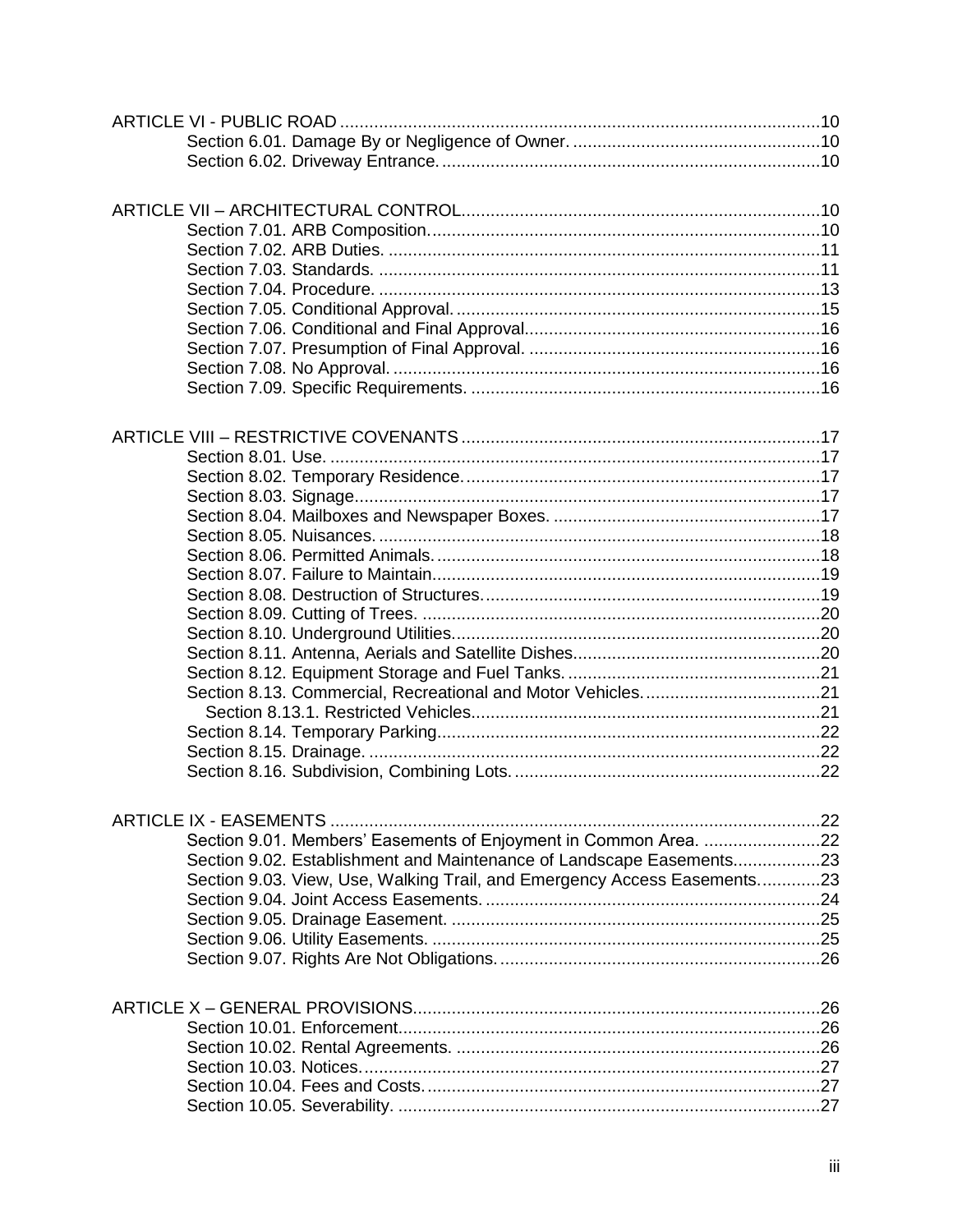ARTICLE VI - PUBLIC ROAD .....10
- Section 6.01. Damage By or Negligence of Owner. .....10
- Section 6.02. Driveway Entrance. .....10

ARTICLE VII – ARCHITECTURAL CONTROL .....10
- Section 7.01. ARB Composition. .....10
- Section 7.02. ARB Duties. .....11
- Section 7.03. Standards. .....11
- Section 7.04. Procedure. .....13
- Section 7.05. Conditional Approval. .....15
- Section 7.06. Conditional and Final Approval .....16
- Section 7.07. Presumption of Final Approval. .....16
- Section 7.08. No Approval. .....16
- Section 7.09. Specific Requirements. .....16

ARTICLE VIII – RESTRICTIVE COVENANTS .....17
- Section 8.01. Use. .....17
- Section 8.02. Temporary Residence. .....17
- Section 8.03. Signage .....17
- Section 8.04. Mailboxes and Newspaper Boxes. .....17
- Section 8.05. Nuisances. .....18
- Section 8.06. Permitted Animals. .....18
- Section 8.07. Failure to Maintain .....19
- Section 8.08. Destruction of Structures. .....19
- Section 8.09. Cutting of Trees. .....20
- Section 8.10. Underground Utilities. .....20
- Section 8.11. Antenna, Aerials and Satellite Dishes .....20
- Section 8.12. Equipment Storage and Fuel Tanks. .....21
- Section 8.13. Commercial, Recreational and Motor Vehicles. .....21
  - Section 8.13.1. Restricted Vehicles .....21
- Section 8.14. Temporary Parking .....22
- Section 8.15. Drainage. .....22
- Section 8.16. Subdivision, Combining Lots. .....22

ARTICLE IX - EASEMENTS .....22
- Section 9.01. Members' Easements of Enjoyment in Common Area. .....22
- Section 9.02. Establishment and Maintenance of Landscape Easements .....23
- Section 9.03. View, Use, Walking Trail, and Emergency Access Easements. .....23
- Section 9.04. Joint Access Easements. .....24
- Section 9.05. Drainage Easement. .....25
- Section 9.06. Utility Easements. .....25
- Section 9.07. Rights Are Not Obligations. .....26

ARTICLE X – GENERAL PROVISIONS .....26
- Section 10.01. Enforcement .....26
- Section 10.02. Rental Agreements. .....26
- Section 10.03. Notices. .....27
- Section 10.04. Fees and Costs. .....27
- Section 10.05. Severability. .....27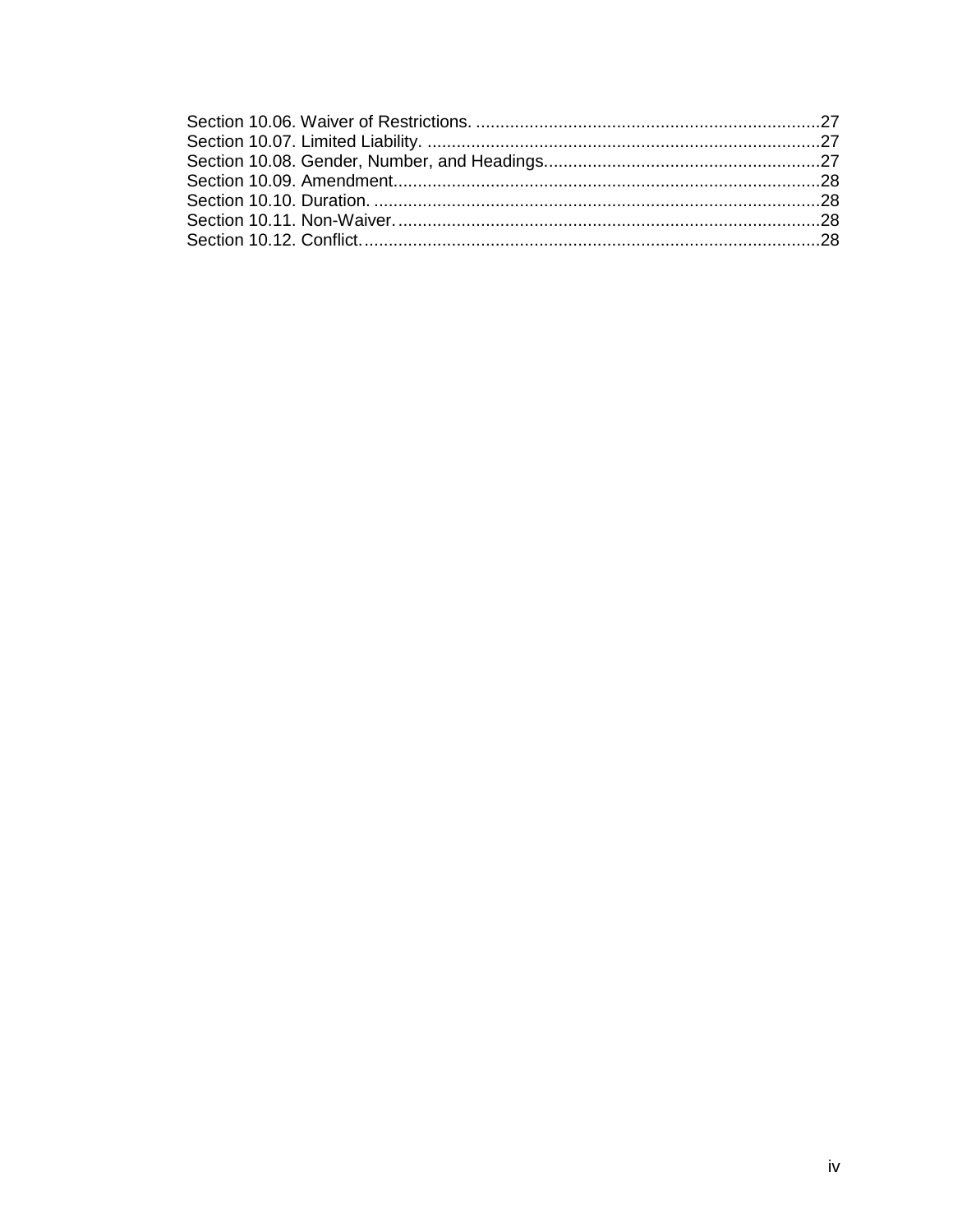Section 10.06. Waiver of Restrictions. ....................................................................... 27
Section 10.07. Limited Liability. ................................................................................. 27
Section 10.08. Gender, Number, and Headings......................................................... 27
Section 10.09. Amendment......................................................................................... 28
Section 10.10. Duration. ............................................................................................ 28
Section 10.11. Non-Waiver. ....................................................................................... 28
Section 10.12. Conflict. .............................................................................................. 28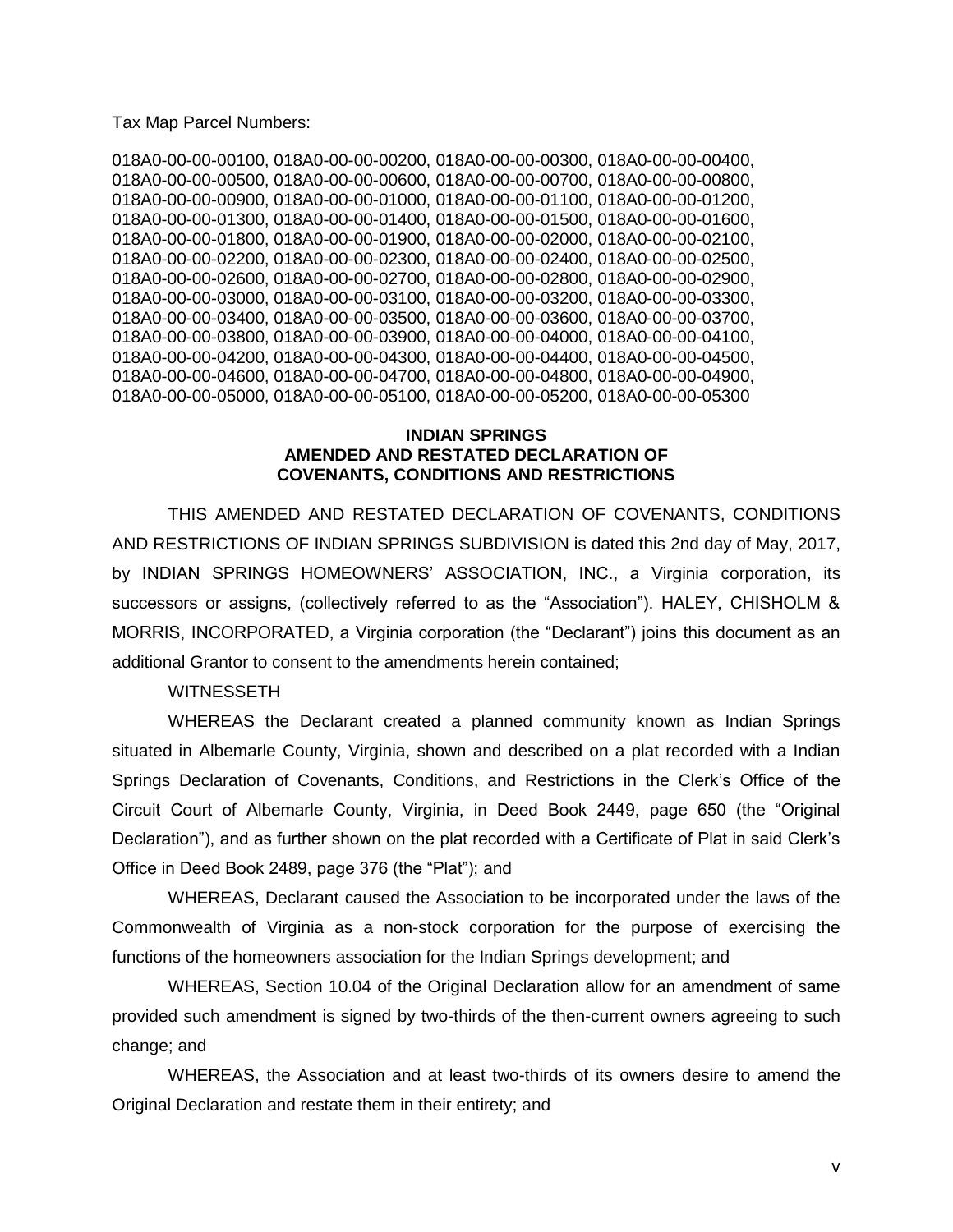Tax Map Parcel Numbers:

018A0-00-00-00100, 018A0-00-00-00200, 018A0-00-00-00300, 018A0-00-00-00400, 018A0-00-00-00500, 018A0-00-00-00600, 018A0-00-00-00700, 018A0-00-00-00800, 018A0-00-00-00900, 018A0-00-00-01000, 018A0-00-00-01100, 018A0-00-00-01200, 018A0-00-00-01300, 018A0-00-00-01400, 018A0-00-00-01500, 018A0-00-00-01600, 018A0-00-00-01800, 018A0-00-00-01900, 018A0-00-00-02000, 018A0-00-00-02100, 018A0-00-00-02200, 018A0-00-00-02300, 018A0-00-00-02400, 018A0-00-00-02500, 018A0-00-00-02600, 018A0-00-00-02700, 018A0-00-00-02800, 018A0-00-00-02900, 018A0-00-00-03000, 018A0-00-00-03100, 018A0-00-00-03200, 018A0-00-00-03300, 018A0-00-00-03400, 018A0-00-00-03500, 018A0-00-00-03600, 018A0-00-00-03700, 018A0-00-00-03800, 018A0-00-00-03900, 018A0-00-00-04000, 018A0-00-00-04100, 018A0-00-00-04200, 018A0-00-00-04300, 018A0-00-00-04400, 018A0-00-00-04500, 018A0-00-00-04600, 018A0-00-00-04700, 018A0-00-00-04800, 018A0-00-00-04900, 018A0-00-00-05000, 018A0-00-00-05100, 018A0-00-00-05200, 018A0-00-00-05300

**INDIAN SPRINGS**
**AMENDED AND RESTATED DECLARATION OF**
**COVENANTS, CONDITIONS AND RESTRICTIONS**

THIS AMENDED AND RESTATED DECLARATION OF COVENANTS, CONDITIONS AND RESTRICTIONS OF INDIAN SPRINGS SUBDIVISION is dated this 2nd day of May, 2017, by INDIAN SPRINGS HOMEOWNERS' ASSOCIATION, INC., a Virginia corporation, its successors or assigns, (collectively referred to as the "Association"). HALEY, CHISHOLM & MORRIS, INCORPORATED, a Virginia corporation (the "Declarant") joins this document as an additional Grantor to consent to the amendments herein contained;

WITNESSETH

WHEREAS the Declarant created a planned community known as Indian Springs situated in Albemarle County, Virginia, shown and described on a plat recorded with a Indian Springs Declaration of Covenants, Conditions, and Restrictions in the Clerk's Office of the Circuit Court of Albemarle County, Virginia, in Deed Book 2449, page 650 (the "Original Declaration"), and as further shown on the plat recorded with a Certificate of Plat in said Clerk's Office in Deed Book 2489, page 376 (the "Plat"); and

WHEREAS, Declarant caused the Association to be incorporated under the laws of the Commonwealth of Virginia as a non-stock corporation for the purpose of exercising the functions of the homeowners association for the Indian Springs development; and

WHEREAS, Section 10.04 of the Original Declaration allow for an amendment of same provided such amendment is signed by two-thirds of the then-current owners agreeing to such change; and

WHEREAS, the Association and at least two-thirds of its owners desire to amend the Original Declaration and restate them in their entirety; and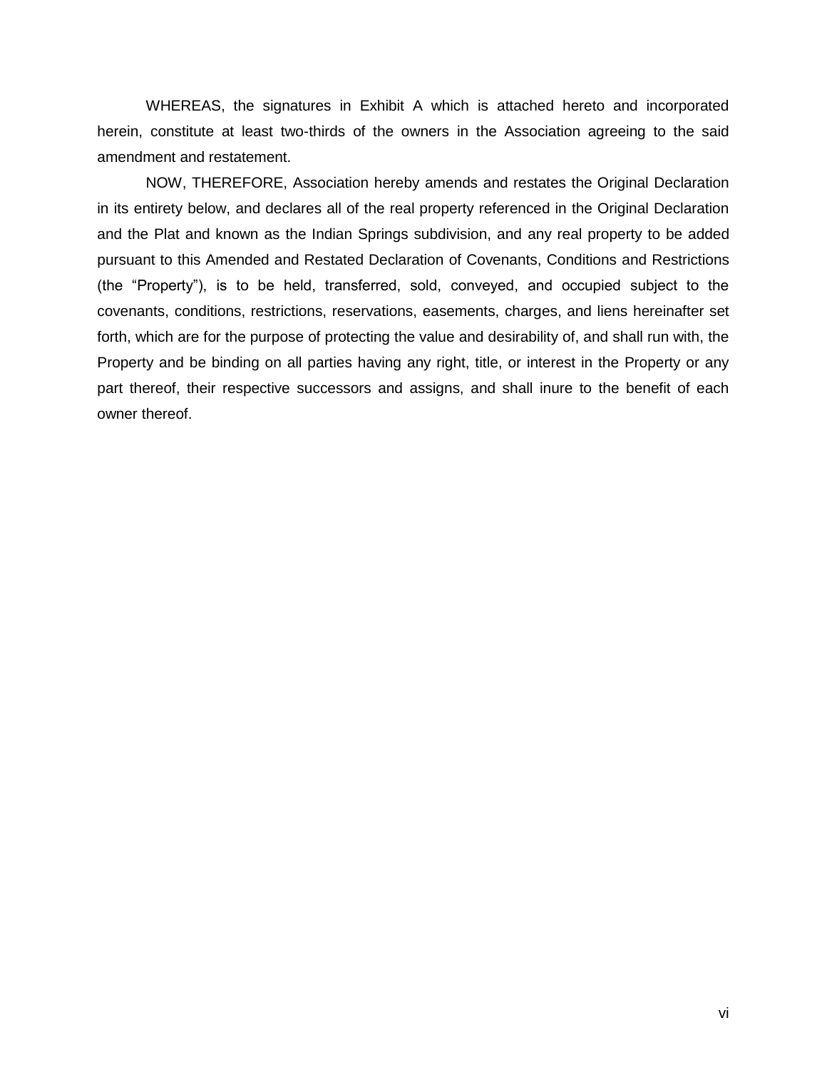WHEREAS, the signatures in Exhibit A which is attached hereto and incorporated herein, constitute at least two-thirds of the owners in the Association agreeing to the said amendment and restatement.

NOW, THEREFORE, Association hereby amends and restates the Original Declaration in its entirety below, and declares all of the real property referenced in the Original Declaration and the Plat and known as the Indian Springs subdivision, and any real property to be added pursuant to this Amended and Restated Declaration of Covenants, Conditions and Restrictions (the "Property"), is to be held, transferred, sold, conveyed, and occupied subject to the covenants, conditions, restrictions, reservations, easements, charges, and liens hereinafter set forth, which are for the purpose of protecting the value and desirability of, and shall run with, the Property and be binding on all parties having any right, title, or interest in the Property or any part thereof, their respective successors and assigns, and shall inure to the benefit of each owner thereof.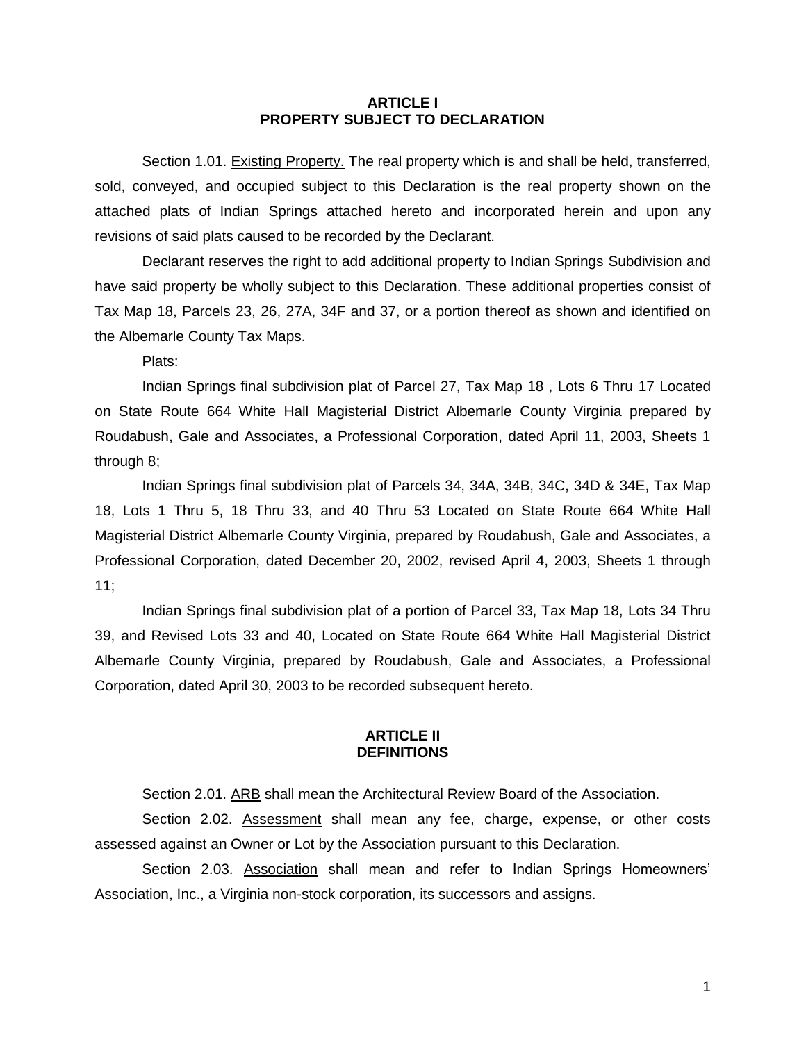## ARTICLE I
## PROPERTY SUBJECT TO DECLARATION

Section 1.01. Existing Property. The real property which is and shall be held, transferred, sold, conveyed, and occupied subject to this Declaration is the real property shown on the attached plats of Indian Springs attached hereto and incorporated herein and upon any revisions of said plats caused to be recorded by the Declarant.

Declarant reserves the right to add additional property to Indian Springs Subdivision and have said property be wholly subject to this Declaration. These additional properties consist of Tax Map 18, Parcels 23, 26, 27A, 34F and 37, or a portion thereof as shown and identified on the Albemarle County Tax Maps.

Plats:

Indian Springs final subdivision plat of Parcel 27, Tax Map 18 , Lots 6 Thru 17 Located on State Route 664 White Hall Magisterial District Albemarle County Virginia prepared by Roudabush, Gale and Associates, a Professional Corporation, dated April 11, 2003, Sheets 1 through 8;

Indian Springs final subdivision plat of Parcels 34, 34A, 34B, 34C, 34D & 34E, Tax Map 18, Lots 1 Thru 5, 18 Thru 33, and 40 Thru 53 Located on State Route 664 White Hall Magisterial District Albemarle County Virginia, prepared by Roudabush, Gale and Associates, a Professional Corporation, dated December 20, 2002, revised April 4, 2003, Sheets 1 through 11;

Indian Springs final subdivision plat of a portion of Parcel 33, Tax Map 18, Lots 34 Thru 39, and Revised Lots 33 and 40, Located on State Route 664 White Hall Magisterial District Albemarle County Virginia, prepared by Roudabush, Gale and Associates, a Professional Corporation, dated April 30, 2003 to be recorded subsequent hereto.

## ARTICLE II
## DEFINITIONS

Section 2.01. ARB shall mean the Architectural Review Board of the Association.

Section 2.02. Assessment shall mean any fee, charge, expense, or other costs assessed against an Owner or Lot by the Association pursuant to this Declaration.

Section 2.03. Association shall mean and refer to Indian Springs Homeowners' Association, Inc., a Virginia non-stock corporation, its successors and assigns.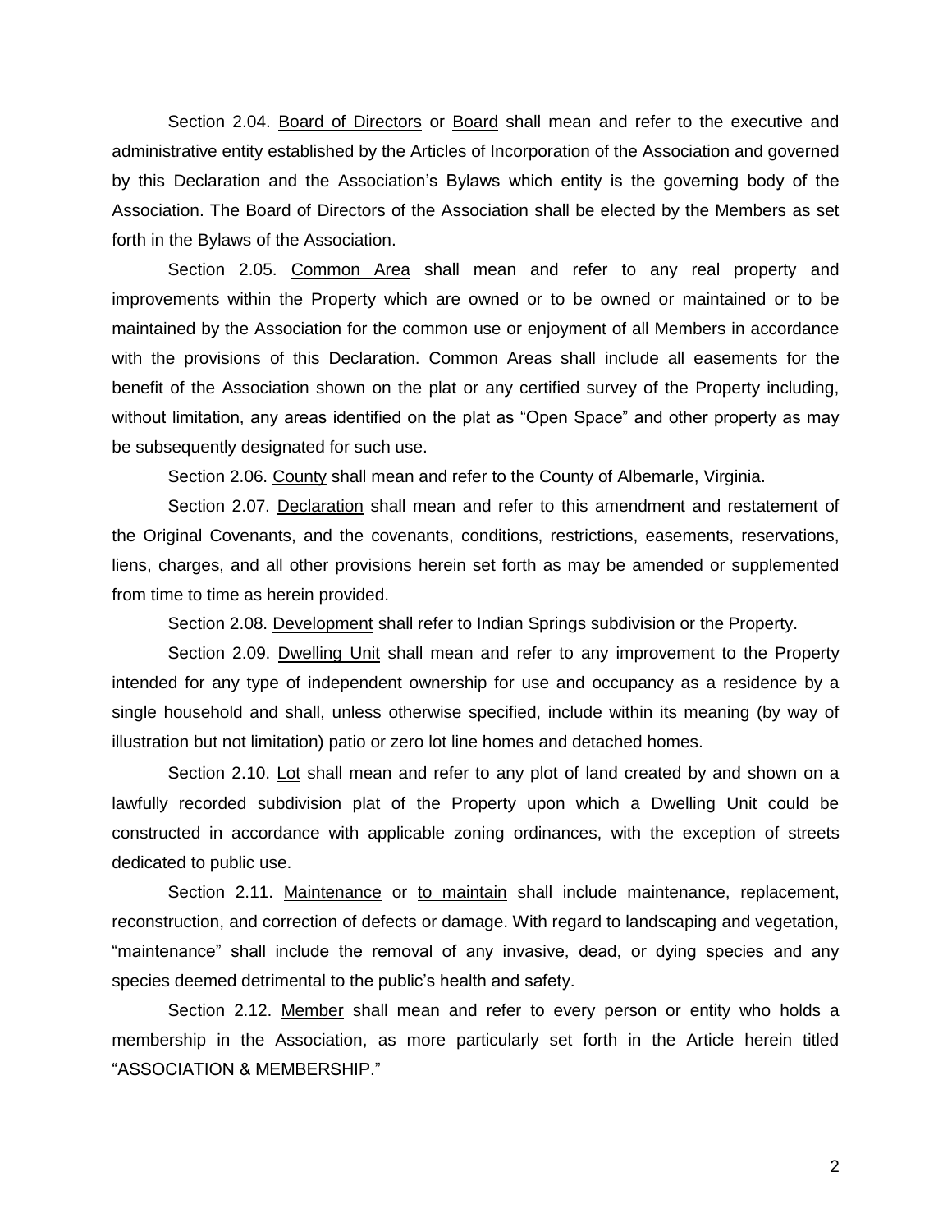Section 2.04. Board of Directors or Board shall mean and refer to the executive and administrative entity established by the Articles of Incorporation of the Association and governed by this Declaration and the Association's Bylaws which entity is the governing body of the Association. The Board of Directors of the Association shall be elected by the Members as set forth in the Bylaws of the Association.

Section 2.05. Common Area shall mean and refer to any real property and improvements within the Property which are owned or to be owned or maintained or to be maintained by the Association for the common use or enjoyment of all Members in accordance with the provisions of this Declaration. Common Areas shall include all easements for the benefit of the Association shown on the plat or any certified survey of the Property including, without limitation, any areas identified on the plat as "Open Space" and other property as may be subsequently designated for such use.

Section 2.06. County shall mean and refer to the County of Albemarle, Virginia.

Section 2.07. Declaration shall mean and refer to this amendment and restatement of the Original Covenants, and the covenants, conditions, restrictions, easements, reservations, liens, charges, and all other provisions herein set forth as may be amended or supplemented from time to time as herein provided.

Section 2.08. Development shall refer to Indian Springs subdivision or the Property.

Section 2.09. Dwelling Unit shall mean and refer to any improvement to the Property intended for any type of independent ownership for use and occupancy as a residence by a single household and shall, unless otherwise specified, include within its meaning (by way of illustration but not limitation) patio or zero lot line homes and detached homes.

Section 2.10. Lot shall mean and refer to any plot of land created by and shown on a lawfully recorded subdivision plat of the Property upon which a Dwelling Unit could be constructed in accordance with applicable zoning ordinances, with the exception of streets dedicated to public use.

Section 2.11. Maintenance or to maintain shall include maintenance, replacement, reconstruction, and correction of defects or damage. With regard to landscaping and vegetation, "maintenance" shall include the removal of any invasive, dead, or dying species and any species deemed detrimental to the public's health and safety.

Section 2.12. Member shall mean and refer to every person or entity who holds a membership in the Association, as more particularly set forth in the Article herein titled "ASSOCIATION & MEMBERSHIP."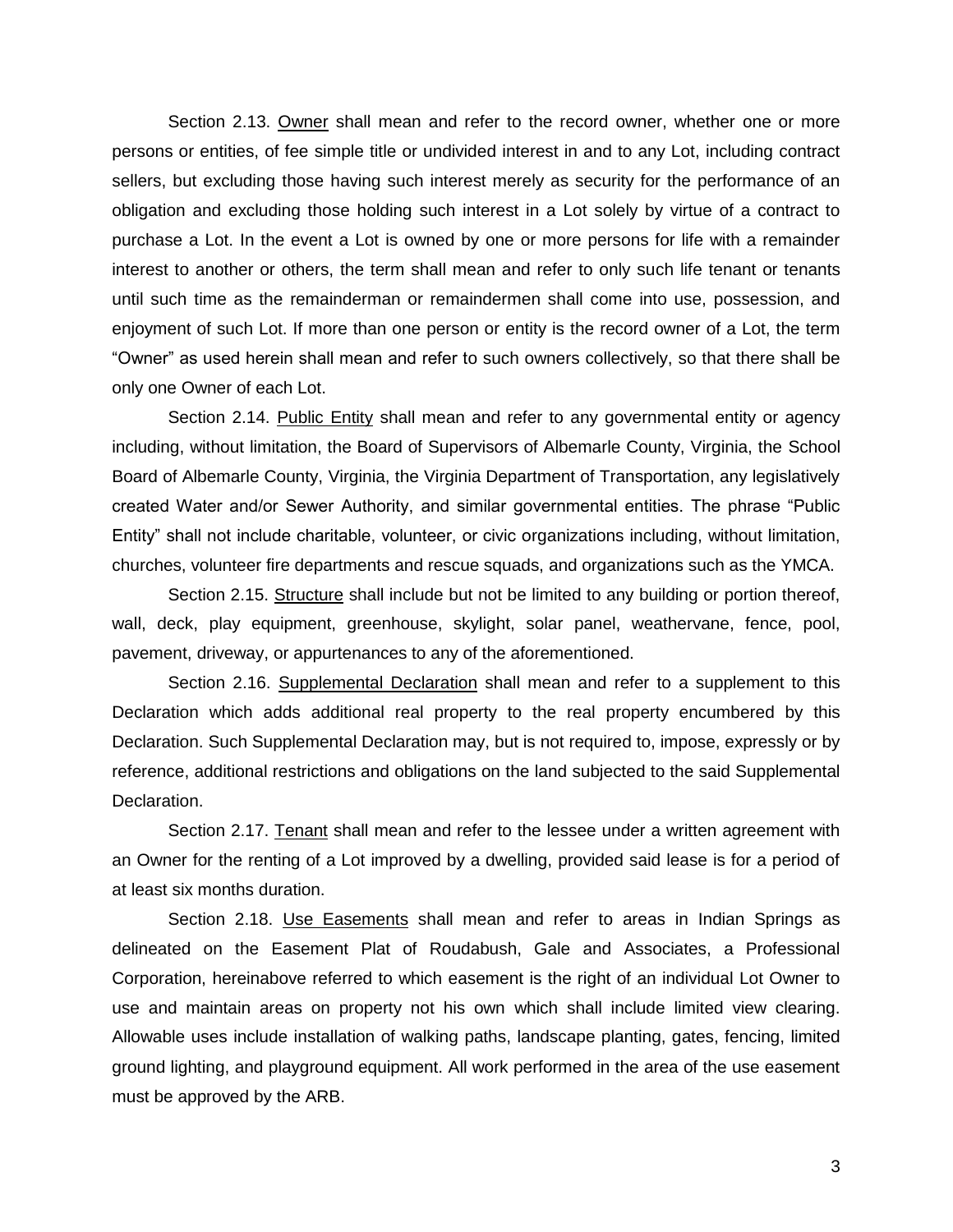Section 2.13. Owner shall mean and refer to the record owner, whether one or more persons or entities, of fee simple title or undivided interest in and to any Lot, including contract sellers, but excluding those having such interest merely as security for the performance of an obligation and excluding those holding such interest in a Lot solely by virtue of a contract to purchase a Lot. In the event a Lot is owned by one or more persons for life with a remainder interest to another or others, the term shall mean and refer to only such life tenant or tenants until such time as the remainderman or remaindermen shall come into use, possession, and enjoyment of such Lot. If more than one person or entity is the record owner of a Lot, the term "Owner" as used herein shall mean and refer to such owners collectively, so that there shall be only one Owner of each Lot.

Section 2.14. Public Entity shall mean and refer to any governmental entity or agency including, without limitation, the Board of Supervisors of Albemarle County, Virginia, the School Board of Albemarle County, Virginia, the Virginia Department of Transportation, any legislatively created Water and/or Sewer Authority, and similar governmental entities. The phrase "Public Entity" shall not include charitable, volunteer, or civic organizations including, without limitation, churches, volunteer fire departments and rescue squads, and organizations such as the YMCA.

Section 2.15. Structure shall include but not be limited to any building or portion thereof, wall, deck, play equipment, greenhouse, skylight, solar panel, weathervane, fence, pool, pavement, driveway, or appurtenances to any of the aforementioned.

Section 2.16. Supplemental Declaration shall mean and refer to a supplement to this Declaration which adds additional real property to the real property encumbered by this Declaration. Such Supplemental Declaration may, but is not required to, impose, expressly or by reference, additional restrictions and obligations on the land subjected to the said Supplemental Declaration.

Section 2.17. Tenant shall mean and refer to the lessee under a written agreement with an Owner for the renting of a Lot improved by a dwelling, provided said lease is for a period of at least six months duration.

Section 2.18. Use Easements shall mean and refer to areas in Indian Springs as delineated on the Easement Plat of Roudabush, Gale and Associates, a Professional Corporation, hereinabove referred to which easement is the right of an individual Lot Owner to use and maintain areas on property not his own which shall include limited view clearing. Allowable uses include installation of walking paths, landscape planting, gates, fencing, limited ground lighting, and playground equipment. All work performed in the area of the use easement must be approved by the ARB.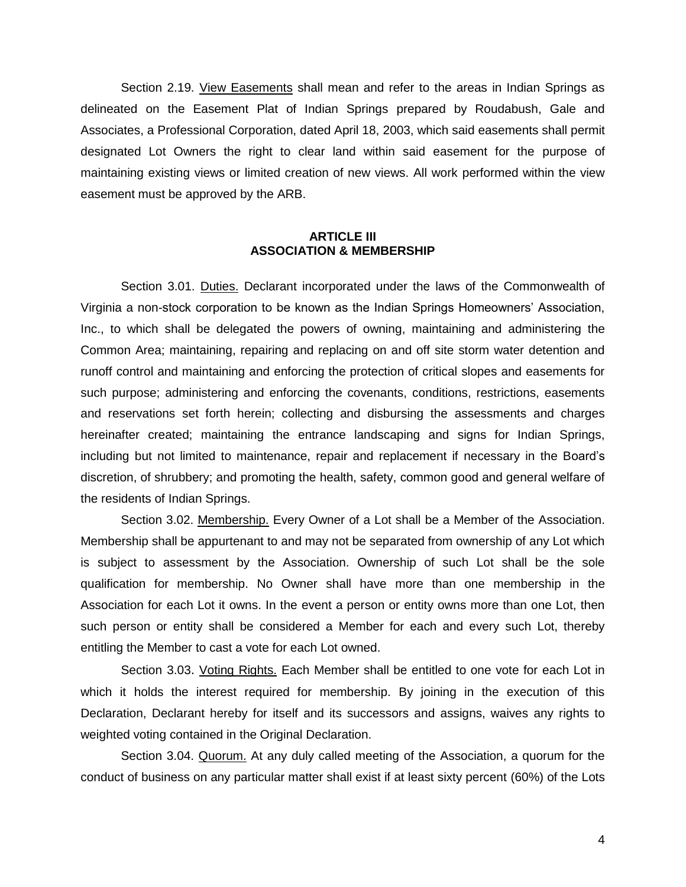Section 2.19. <u>View Easements</u> shall mean and refer to the areas in Indian Springs as delineated on the Easement Plat of Indian Springs prepared by Roudabush, Gale and Associates, a Professional Corporation, dated April 18, 2003, which said easements shall permit designated Lot Owners the right to clear land within said easement for the purpose of maintaining existing views or limited creation of new views. All work performed within the view easement must be approved by the ARB.

## ARTICLE III
## ASSOCIATION & MEMBERSHIP

Section 3.01. <u>Duties.</u> Declarant incorporated under the laws of the Commonwealth of Virginia a non-stock corporation to be known as the Indian Springs Homeowners' Association, Inc., to which shall be delegated the powers of owning, maintaining and administering the Common Area; maintaining, repairing and replacing on and off site storm water detention and runoff control and maintaining and enforcing the protection of critical slopes and easements for such purpose; administering and enforcing the covenants, conditions, restrictions, easements and reservations set forth herein; collecting and disbursing the assessments and charges hereinafter created; maintaining the entrance landscaping and signs for Indian Springs, including but not limited to maintenance, repair and replacement if necessary in the Board's discretion, of shrubbery; and promoting the health, safety, common good and general welfare of the residents of Indian Springs.

Section 3.02. <u>Membership.</u> Every Owner of a Lot shall be a Member of the Association. Membership shall be appurtenant to and may not be separated from ownership of any Lot which is subject to assessment by the Association. Ownership of such Lot shall be the sole qualification for membership. No Owner shall have more than one membership in the Association for each Lot it owns. In the event a person or entity owns more than one Lot, then such person or entity shall be considered a Member for each and every such Lot, thereby entitling the Member to cast a vote for each Lot owned.

Section 3.03. <u>Voting Rights.</u> Each Member shall be entitled to one vote for each Lot in which it holds the interest required for membership. By joining in the execution of this Declaration, Declarant hereby for itself and its successors and assigns, waives any rights to weighted voting contained in the Original Declaration.

Section 3.04. <u>Quorum.</u> At any duly called meeting of the Association, a quorum for the conduct of business on any particular matter shall exist if at least sixty percent (60%) of the Lots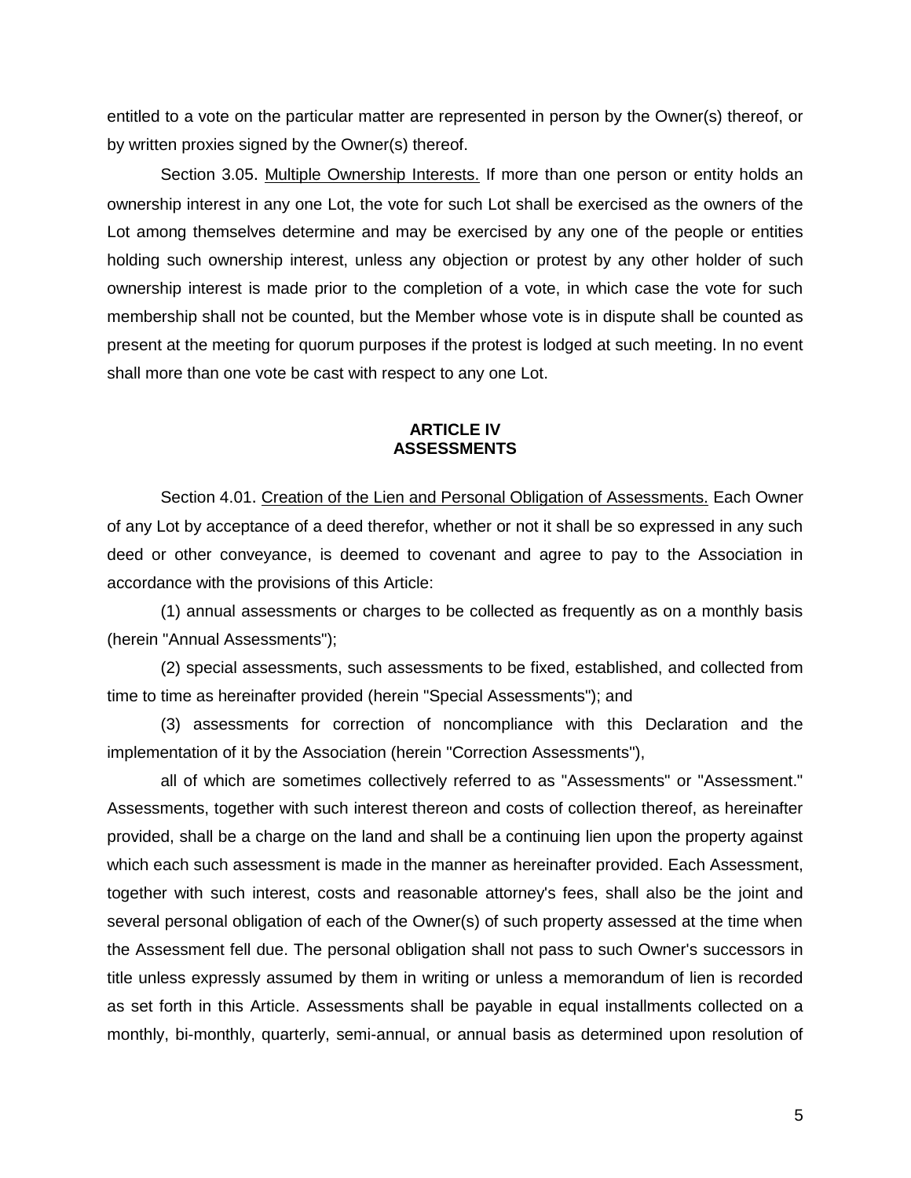entitled to a vote on the particular matter are represented in person by the Owner(s) thereof, or by written proxies signed by the Owner(s) thereof.

Section 3.05. Multiple Ownership Interests. If more than one person or entity holds an ownership interest in any one Lot, the vote for such Lot shall be exercised as the owners of the Lot among themselves determine and may be exercised by any one of the people or entities holding such ownership interest, unless any objection or protest by any other holder of such ownership interest is made prior to the completion of a vote, in which case the vote for such membership shall not be counted, but the Member whose vote is in dispute shall be counted as present at the meeting for quorum purposes if the protest is lodged at such meeting. In no event shall more than one vote be cast with respect to any one Lot.

## ARTICLE IV
## ASSESSMENTS

Section 4.01. Creation of the Lien and Personal Obligation of Assessments. Each Owner of any Lot by acceptance of a deed therefor, whether or not it shall be so expressed in any such deed or other conveyance, is deemed to covenant and agree to pay to the Association in accordance with the provisions of this Article:

(1) annual assessments or charges to be collected as frequently as on a monthly basis (herein "Annual Assessments");

(2) special assessments, such assessments to be fixed, established, and collected from time to time as hereinafter provided (herein "Special Assessments"); and

(3) assessments for correction of noncompliance with this Declaration and the implementation of it by the Association (herein "Correction Assessments"),

all of which are sometimes collectively referred to as "Assessments" or "Assessment." Assessments, together with such interest thereon and costs of collection thereof, as hereinafter provided, shall be a charge on the land and shall be a continuing lien upon the property against which each such assessment is made in the manner as hereinafter provided. Each Assessment, together with such interest, costs and reasonable attorney's fees, shall also be the joint and several personal obligation of each of the Owner(s) of such property assessed at the time when the Assessment fell due. The personal obligation shall not pass to such Owner's successors in title unless expressly assumed by them in writing or unless a memorandum of lien is recorded as set forth in this Article. Assessments shall be payable in equal installments collected on a monthly, bi-monthly, quarterly, semi-annual, or annual basis as determined upon resolution of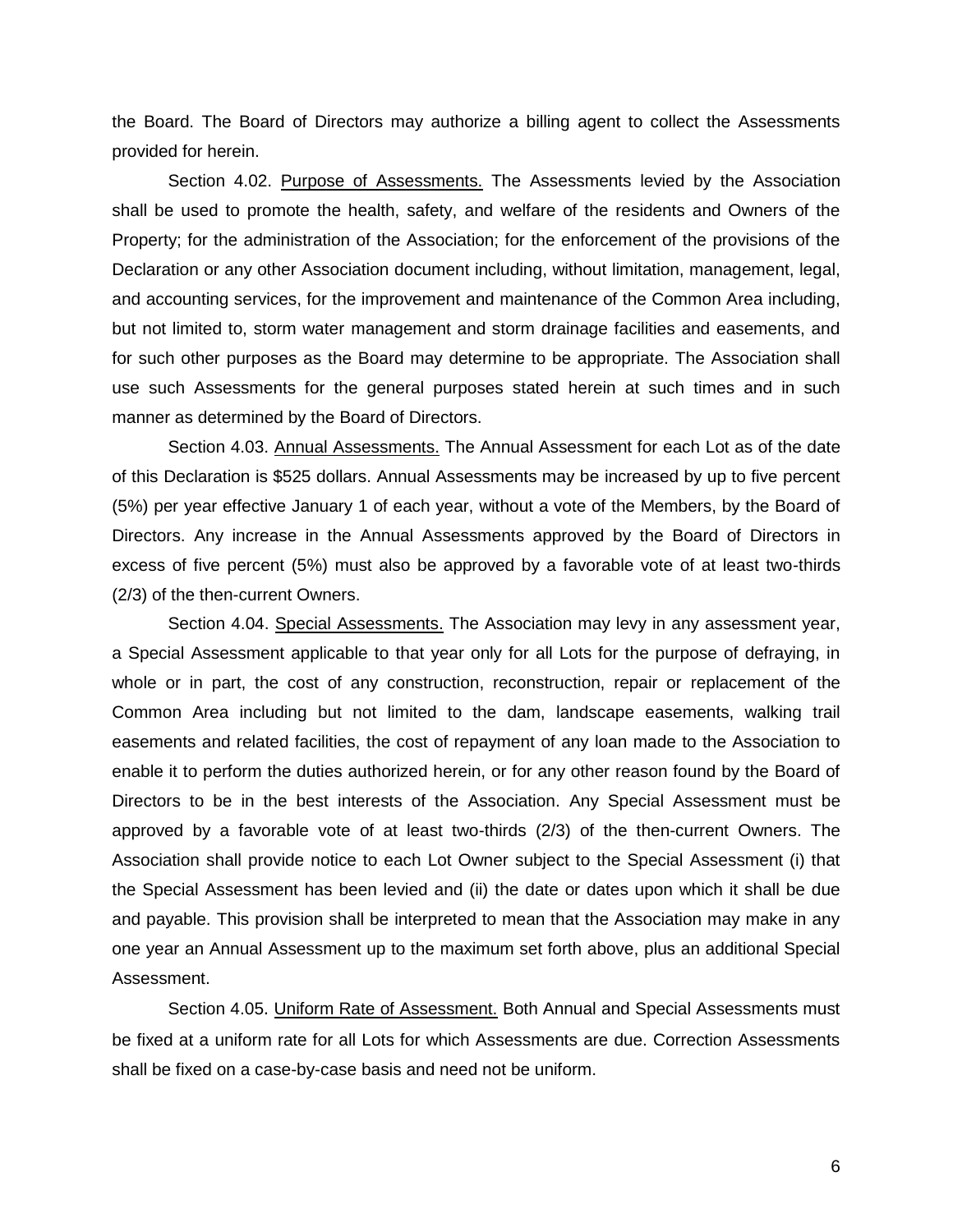the Board. The Board of Directors may authorize a billing agent to collect the Assessments provided for herein.

Section 4.02. Purpose of Assessments. The Assessments levied by the Association shall be used to promote the health, safety, and welfare of the residents and Owners of the Property; for the administration of the Association; for the enforcement of the provisions of the Declaration or any other Association document including, without limitation, management, legal, and accounting services, for the improvement and maintenance of the Common Area including, but not limited to, storm water management and storm drainage facilities and easements, and for such other purposes as the Board may determine to be appropriate. The Association shall use such Assessments for the general purposes stated herein at such times and in such manner as determined by the Board of Directors.

Section 4.03. Annual Assessments. The Annual Assessment for each Lot as of the date of this Declaration is $525 dollars. Annual Assessments may be increased by up to five percent (5%) per year effective January 1 of each year, without a vote of the Members, by the Board of Directors. Any increase in the Annual Assessments approved by the Board of Directors in excess of five percent (5%) must also be approved by a favorable vote of at least two-thirds (2/3) of the then-current Owners.

Section 4.04. Special Assessments. The Association may levy in any assessment year, a Special Assessment applicable to that year only for all Lots for the purpose of defraying, in whole or in part, the cost of any construction, reconstruction, repair or replacement of the Common Area including but not limited to the dam, landscape easements, walking trail easements and related facilities, the cost of repayment of any loan made to the Association to enable it to perform the duties authorized herein, or for any other reason found by the Board of Directors to be in the best interests of the Association. Any Special Assessment must be approved by a favorable vote of at least two-thirds (2/3) of the then-current Owners. The Association shall provide notice to each Lot Owner subject to the Special Assessment (i) that the Special Assessment has been levied and (ii) the date or dates upon which it shall be due and payable. This provision shall be interpreted to mean that the Association may make in any one year an Annual Assessment up to the maximum set forth above, plus an additional Special Assessment.

Section 4.05. Uniform Rate of Assessment. Both Annual and Special Assessments must be fixed at a uniform rate for all Lots for which Assessments are due. Correction Assessments shall be fixed on a case-by-case basis and need not be uniform.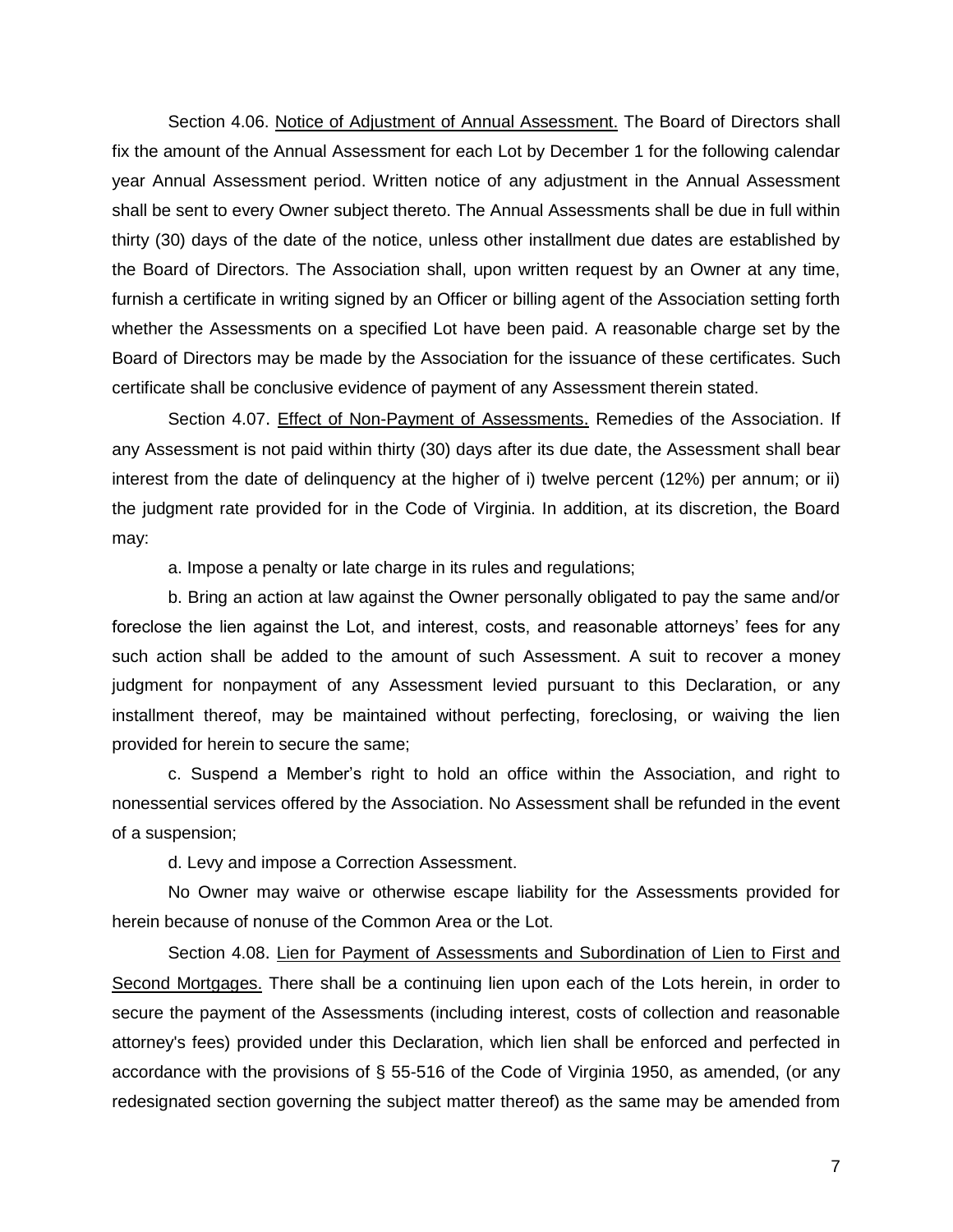Section 4.06. <u>Notice of Adjustment of Annual Assessment.</u> The Board of Directors shall fix the amount of the Annual Assessment for each Lot by December 1 for the following calendar year Annual Assessment period. Written notice of any adjustment in the Annual Assessment shall be sent to every Owner subject thereto. The Annual Assessments shall be due in full within thirty (30) days of the date of the notice, unless other installment due dates are established by the Board of Directors. The Association shall, upon written request by an Owner at any time, furnish a certificate in writing signed by an Officer or billing agent of the Association setting forth whether the Assessments on a specified Lot have been paid. A reasonable charge set by the Board of Directors may be made by the Association for the issuance of these certificates. Such certificate shall be conclusive evidence of payment of any Assessment therein stated.

Section 4.07. <u>Effect of Non-Payment of Assessments.</u> Remedies of the Association. If any Assessment is not paid within thirty (30) days after its due date, the Assessment shall bear interest from the date of delinquency at the higher of i) twelve percent (12%) per annum; or ii) the judgment rate provided for in the Code of Virginia. In addition, at its discretion, the Board may:

a. Impose a penalty or late charge in its rules and regulations;

b. Bring an action at law against the Owner personally obligated to pay the same and/or foreclose the lien against the Lot, and interest, costs, and reasonable attorneys' fees for any such action shall be added to the amount of such Assessment. A suit to recover a money judgment for nonpayment of any Assessment levied pursuant to this Declaration, or any installment thereof, may be maintained without perfecting, foreclosing, or waiving the lien provided for herein to secure the same;

c. Suspend a Member's right to hold an office within the Association, and right to nonessential services offered by the Association. No Assessment shall be refunded in the event of a suspension;

d. Levy and impose a Correction Assessment.

No Owner may waive or otherwise escape liability for the Assessments provided for herein because of nonuse of the Common Area or the Lot.

Section 4.08. <u>Lien for Payment of Assessments and Subordination of Lien to First and Second Mortgages.</u> There shall be a continuing lien upon each of the Lots herein, in order to secure the payment of the Assessments (including interest, costs of collection and reasonable attorney's fees) provided under this Declaration, which lien shall be enforced and perfected in accordance with the provisions of § 55-516 of the Code of Virginia 1950, as amended, (or any redesignated section governing the subject matter thereof) as the same may be amended from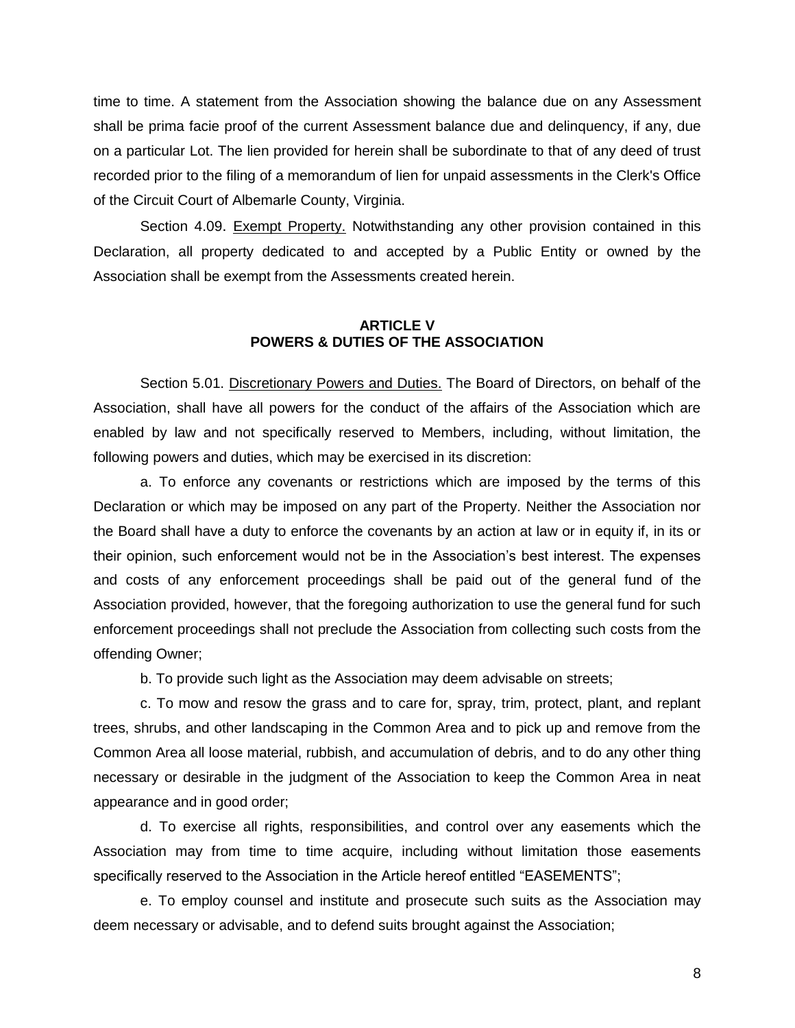time to time. A statement from the Association showing the balance due on any Assessment shall be prima facie proof of the current Assessment balance due and delinquency, if any, due on a particular Lot. The lien provided for herein shall be subordinate to that of any deed of trust recorded prior to the filing of a memorandum of lien for unpaid assessments in the Clerk's Office of the Circuit Court of Albemarle County, Virginia.

Section 4.09. <u>Exempt Property.</u> Notwithstanding any other provision contained in this Declaration, all property dedicated to and accepted by a Public Entity or owned by the Association shall be exempt from the Assessments created herein.

## ARTICLE V
## POWERS & DUTIES OF THE ASSOCIATION

Section 5.01. <u>Discretionary Powers and Duties.</u> The Board of Directors, on behalf of the Association, shall have all powers for the conduct of the affairs of the Association which are enabled by law and not specifically reserved to Members, including, without limitation, the following powers and duties, which may be exercised in its discretion:

a. To enforce any covenants or restrictions which are imposed by the terms of this Declaration or which may be imposed on any part of the Property. Neither the Association nor the Board shall have a duty to enforce the covenants by an action at law or in equity if, in its or their opinion, such enforcement would not be in the Association's best interest. The expenses and costs of any enforcement proceedings shall be paid out of the general fund of the Association provided, however, that the foregoing authorization to use the general fund for such enforcement proceedings shall not preclude the Association from collecting such costs from the offending Owner;

b. To provide such light as the Association may deem advisable on streets;

c. To mow and resow the grass and to care for, spray, trim, protect, plant, and replant trees, shrubs, and other landscaping in the Common Area and to pick up and remove from the Common Area all loose material, rubbish, and accumulation of debris, and to do any other thing necessary or desirable in the judgment of the Association to keep the Common Area in neat appearance and in good order;

d. To exercise all rights, responsibilities, and control over any easements which the Association may from time to time acquire, including without limitation those easements specifically reserved to the Association in the Article hereof entitled "EASEMENTS";

e. To employ counsel and institute and prosecute such suits as the Association may deem necessary or advisable, and to defend suits brought against the Association;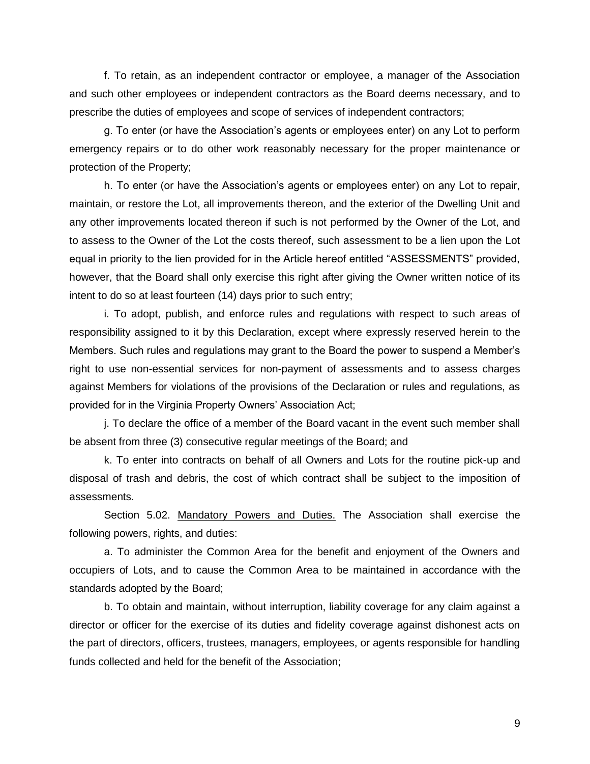f. To retain, as an independent contractor or employee, a manager of the Association and such other employees or independent contractors as the Board deems necessary, and to prescribe the duties of employees and scope of services of independent contractors;

g. To enter (or have the Association's agents or employees enter) on any Lot to perform emergency repairs or to do other work reasonably necessary for the proper maintenance or protection of the Property;

h. To enter (or have the Association's agents or employees enter) on any Lot to repair, maintain, or restore the Lot, all improvements thereon, and the exterior of the Dwelling Unit and any other improvements located thereon if such is not performed by the Owner of the Lot, and to assess to the Owner of the Lot the costs thereof, such assessment to be a lien upon the Lot equal in priority to the lien provided for in the Article hereof entitled "ASSESSMENTS" provided, however, that the Board shall only exercise this right after giving the Owner written notice of its intent to do so at least fourteen (14) days prior to such entry;

i. To adopt, publish, and enforce rules and regulations with respect to such areas of responsibility assigned to it by this Declaration, except where expressly reserved herein to the Members. Such rules and regulations may grant to the Board the power to suspend a Member's right to use non-essential services for non-payment of assessments and to assess charges against Members for violations of the provisions of the Declaration or rules and regulations, as provided for in the Virginia Property Owners' Association Act;

j. To declare the office of a member of the Board vacant in the event such member shall be absent from three (3) consecutive regular meetings of the Board; and

k. To enter into contracts on behalf of all Owners and Lots for the routine pick-up and disposal of trash and debris, the cost of which contract shall be subject to the imposition of assessments.

Section 5.02. Mandatory Powers and Duties. The Association shall exercise the following powers, rights, and duties:

a. To administer the Common Area for the benefit and enjoyment of the Owners and occupiers of Lots, and to cause the Common Area to be maintained in accordance with the standards adopted by the Board;

b. To obtain and maintain, without interruption, liability coverage for any claim against a director or officer for the exercise of its duties and fidelity coverage against dishonest acts on the part of directors, officers, trustees, managers, employees, or agents responsible for handling funds collected and held for the benefit of the Association;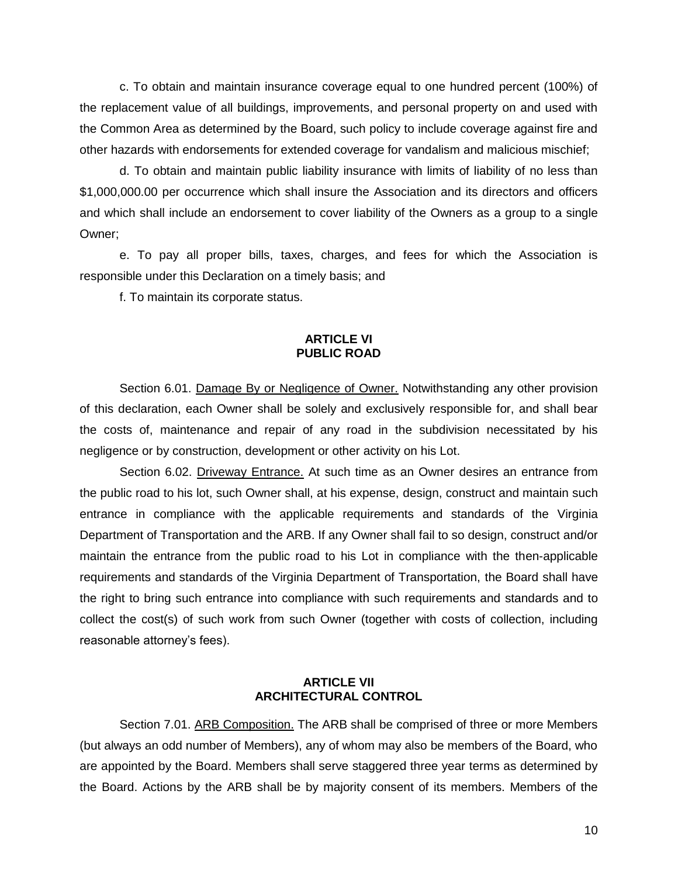c. To obtain and maintain insurance coverage equal to one hundred percent (100%) of the replacement value of all buildings, improvements, and personal property on and used with the Common Area as determined by the Board, such policy to include coverage against fire and other hazards with endorsements for extended coverage for vandalism and malicious mischief;

d. To obtain and maintain public liability insurance with limits of liability of no less than $1,000,000.00 per occurrence which shall insure the Association and its directors and officers and which shall include an endorsement to cover liability of the Owners as a group to a single Owner;

e. To pay all proper bills, taxes, charges, and fees for which the Association is responsible under this Declaration on a timely basis; and

f. To maintain its corporate status.

## ARTICLE VI
## PUBLIC ROAD

Section 6.01. <u>Damage By or Negligence of Owner.</u> Notwithstanding any other provision of this declaration, each Owner shall be solely and exclusively responsible for, and shall bear the costs of, maintenance and repair of any road in the subdivision necessitated by his negligence or by construction, development or other activity on his Lot.

Section 6.02. <u>Driveway Entrance.</u> At such time as an Owner desires an entrance from the public road to his lot, such Owner shall, at his expense, design, construct and maintain such entrance in compliance with the applicable requirements and standards of the Virginia Department of Transportation and the ARB. If any Owner shall fail to so design, construct and/or maintain the entrance from the public road to his Lot in compliance with the then-applicable requirements and standards of the Virginia Department of Transportation, the Board shall have the right to bring such entrance into compliance with such requirements and standards and to collect the cost(s) of such work from such Owner (together with costs of collection, including reasonable attorney's fees).

## ARTICLE VII
## ARCHITECTURAL CONTROL

Section 7.01. <u>ARB Composition.</u> The ARB shall be comprised of three or more Members (but always an odd number of Members), any of whom may also be members of the Board, who are appointed by the Board. Members shall serve staggered three year terms as determined by the Board. Actions by the ARB shall be by majority consent of its members. Members of the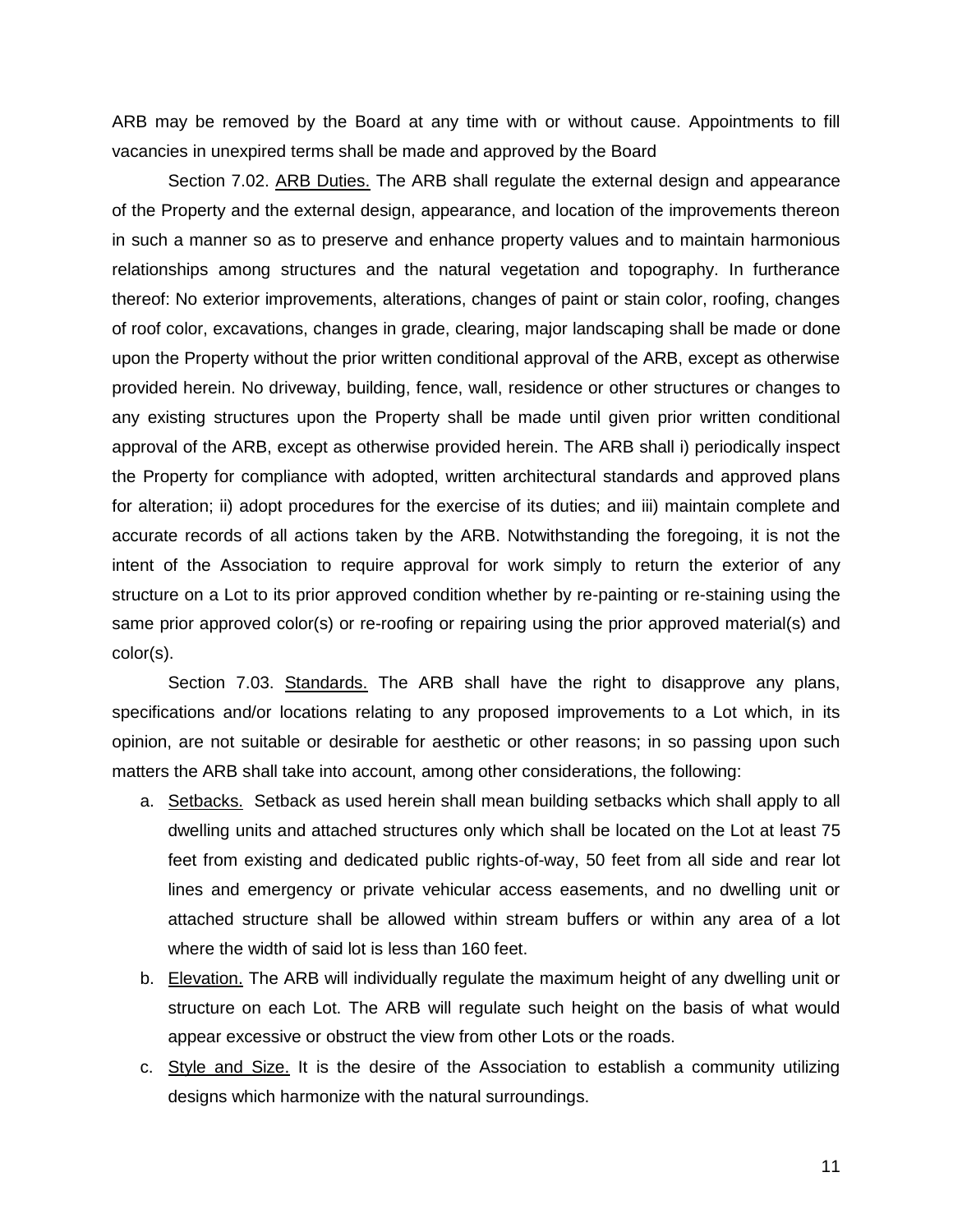ARB may be removed by the Board at any time with or without cause. Appointments to fill vacancies in unexpired terms shall be made and approved by the Board

Section 7.02. ARB Duties. The ARB shall regulate the external design and appearance of the Property and the external design, appearance, and location of the improvements thereon in such a manner so as to preserve and enhance property values and to maintain harmonious relationships among structures and the natural vegetation and topography. In furtherance thereof: No exterior improvements, alterations, changes of paint or stain color, roofing, changes of roof color, excavations, changes in grade, clearing, major landscaping shall be made or done upon the Property without the prior written conditional approval of the ARB, except as otherwise provided herein. No driveway, building, fence, wall, residence or other structures or changes to any existing structures upon the Property shall be made until given prior written conditional approval of the ARB, except as otherwise provided herein. The ARB shall i) periodically inspect the Property for compliance with adopted, written architectural standards and approved plans for alteration; ii) adopt procedures for the exercise of its duties; and iii) maintain complete and accurate records of all actions taken by the ARB. Notwithstanding the foregoing, it is not the intent of the Association to require approval for work simply to return the exterior of any structure on a Lot to its prior approved condition whether by re-painting or re-staining using the same prior approved color(s) or re-roofing or repairing using the prior approved material(s) and color(s).

Section 7.03. Standards. The ARB shall have the right to disapprove any plans, specifications and/or locations relating to any proposed improvements to a Lot which, in its opinion, are not suitable or desirable for aesthetic or other reasons; in so passing upon such matters the ARB shall take into account, among other considerations, the following:

a. Setbacks. Setback as used herein shall mean building setbacks which shall apply to all dwelling units and attached structures only which shall be located on the Lot at least 75 feet from existing and dedicated public rights-of-way, 50 feet from all side and rear lot lines and emergency or private vehicular access easements, and no dwelling unit or attached structure shall be allowed within stream buffers or within any area of a lot where the width of said lot is less than 160 feet.

b. Elevation. The ARB will individually regulate the maximum height of any dwelling unit or structure on each Lot. The ARB will regulate such height on the basis of what would appear excessive or obstruct the view from other Lots or the roads.

c. Style and Size. It is the desire of the Association to establish a community utilizing designs which harmonize with the natural surroundings.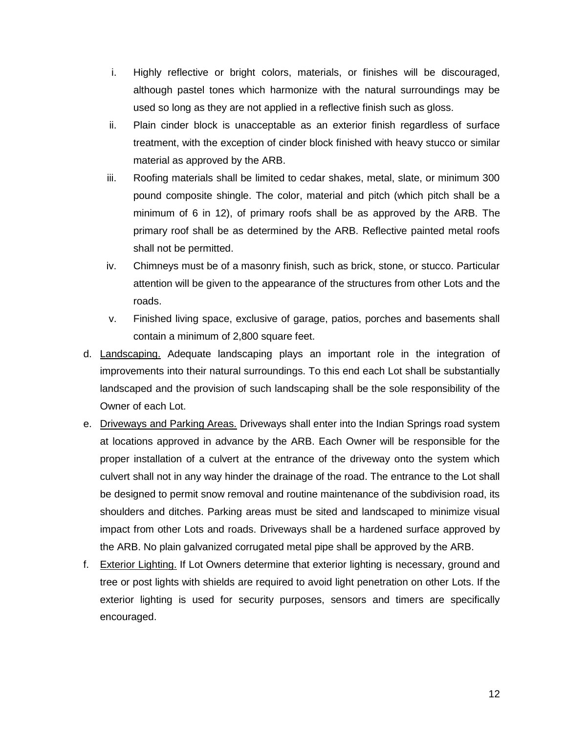i. Highly reflective or bright colors, materials, or finishes will be discouraged, although pastel tones which harmonize with the natural surroundings may be used so long as they are not applied in a reflective finish such as gloss.

ii. Plain cinder block is unacceptable as an exterior finish regardless of surface treatment, with the exception of cinder block finished with heavy stucco or similar material as approved by the ARB.

iii. Roofing materials shall be limited to cedar shakes, metal, slate, or minimum 300 pound composite shingle. The color, material and pitch (which pitch shall be a minimum of 6 in 12), of primary roofs shall be as approved by the ARB. The primary roof shall be as determined by the ARB. Reflective painted metal roofs shall not be permitted.

iv. Chimneys must be of a masonry finish, such as brick, stone, or stucco. Particular attention will be given to the appearance of the structures from other Lots and the roads.

v. Finished living space, exclusive of garage, patios, porches and basements shall contain a minimum of 2,800 square feet.

d. <u>Landscaping.</u> Adequate landscaping plays an important role in the integration of improvements into their natural surroundings. To this end each Lot shall be substantially landscaped and the provision of such landscaping shall be the sole responsibility of the Owner of each Lot.

e. <u>Driveways and Parking Areas.</u> Driveways shall enter into the Indian Springs road system at locations approved in advance by the ARB. Each Owner will be responsible for the proper installation of a culvert at the entrance of the driveway onto the system which culvert shall not in any way hinder the drainage of the road. The entrance to the Lot shall be designed to permit snow removal and routine maintenance of the subdivision road, its shoulders and ditches. Parking areas must be sited and landscaped to minimize visual impact from other Lots and roads. Driveways shall be a hardened surface approved by the ARB. No plain galvanized corrugated metal pipe shall be approved by the ARB.

f. <u>Exterior Lighting.</u> If Lot Owners determine that exterior lighting is necessary, ground and tree or post lights with shields are required to avoid light penetration on other Lots. If the exterior lighting is used for security purposes, sensors and timers are specifically encouraged.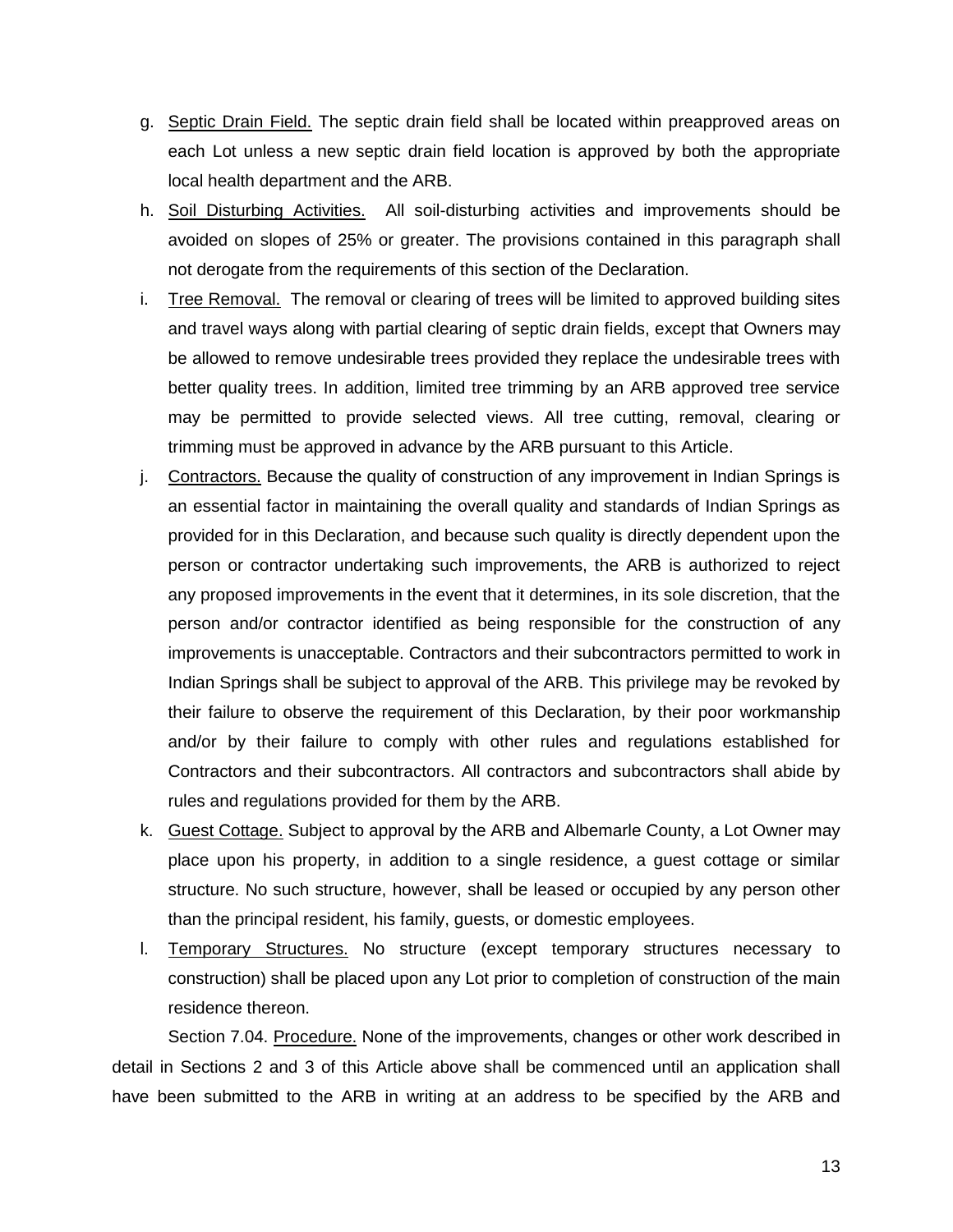g. Septic Drain Field. The septic drain field shall be located within preapproved areas on each Lot unless a new septic drain field location is approved by both the appropriate local health department and the ARB.

h. Soil Disturbing Activities. All soil-disturbing activities and improvements should be avoided on slopes of 25% or greater. The provisions contained in this paragraph shall not derogate from the requirements of this section of the Declaration.

i. Tree Removal. The removal or clearing of trees will be limited to approved building sites and travel ways along with partial clearing of septic drain fields, except that Owners may be allowed to remove undesirable trees provided they replace the undesirable trees with better quality trees. In addition, limited tree trimming by an ARB approved tree service may be permitted to provide selected views. All tree cutting, removal, clearing or trimming must be approved in advance by the ARB pursuant to this Article.

j. Contractors. Because the quality of construction of any improvement in Indian Springs is an essential factor in maintaining the overall quality and standards of Indian Springs as provided for in this Declaration, and because such quality is directly dependent upon the person or contractor undertaking such improvements, the ARB is authorized to reject any proposed improvements in the event that it determines, in its sole discretion, that the person and/or contractor identified as being responsible for the construction of any improvements is unacceptable. Contractors and their subcontractors permitted to work in Indian Springs shall be subject to approval of the ARB. This privilege may be revoked by their failure to observe the requirement of this Declaration, by their poor workmanship and/or by their failure to comply with other rules and regulations established for Contractors and their subcontractors. All contractors and subcontractors shall abide by rules and regulations provided for them by the ARB.

k. Guest Cottage. Subject to approval by the ARB and Albemarle County, a Lot Owner may place upon his property, in addition to a single residence, a guest cottage or similar structure. No such structure, however, shall be leased or occupied by any person other than the principal resident, his family, guests, or domestic employees.

l. Temporary Structures. No structure (except temporary structures necessary to construction) shall be placed upon any Lot prior to completion of construction of the main residence thereon.

Section 7.04. Procedure. None of the improvements, changes or other work described in detail in Sections 2 and 3 of this Article above shall be commenced until an application shall have been submitted to the ARB in writing at an address to be specified by the ARB and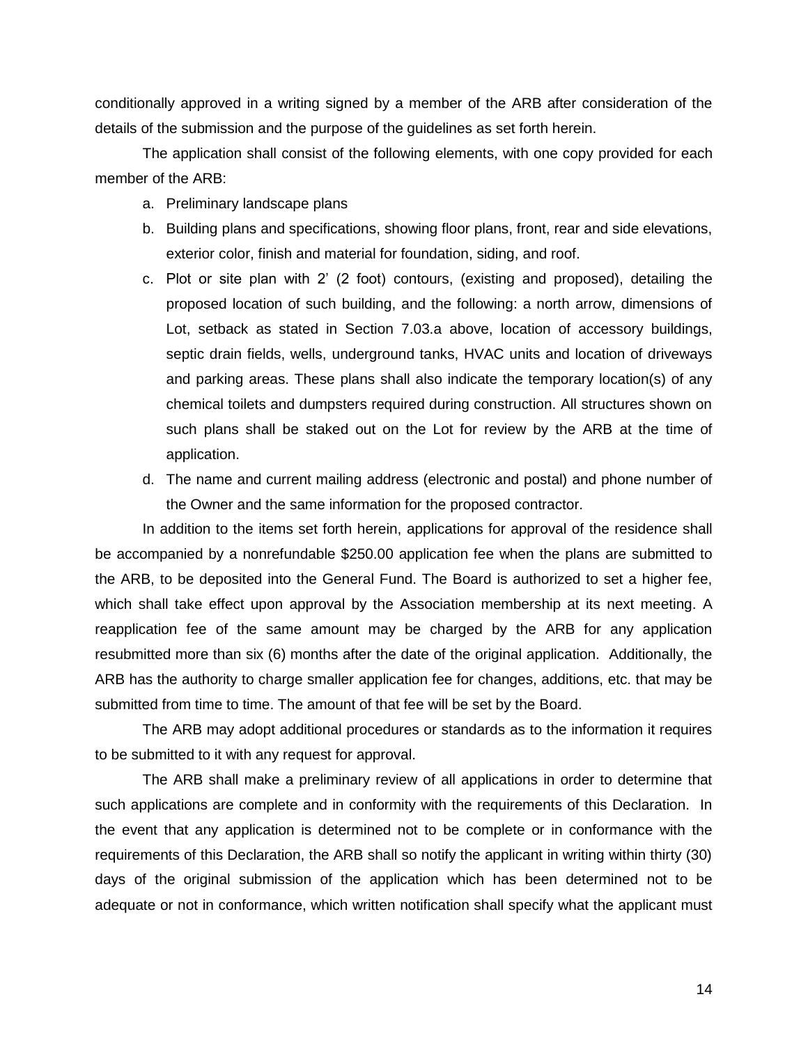conditionally approved in a writing signed by a member of the ARB after consideration of the details of the submission and the purpose of the guidelines as set forth herein.

The application shall consist of the following elements, with one copy provided for each member of the ARB:

a. Preliminary landscape plans
b. Building plans and specifications, showing floor plans, front, rear and side elevations, exterior color, finish and material for foundation, siding, and roof.
c. Plot or site plan with 2' (2 foot) contours, (existing and proposed), detailing the proposed location of such building, and the following: a north arrow, dimensions of Lot, setback as stated in Section 7.03.a above, location of accessory buildings, septic drain fields, wells, underground tanks, HVAC units and location of driveways and parking areas. These plans shall also indicate the temporary location(s) of any chemical toilets and dumpsters required during construction. All structures shown on such plans shall be staked out on the Lot for review by the ARB at the time of application.
d. The name and current mailing address (electronic and postal) and phone number of the Owner and the same information for the proposed contractor.

In addition to the items set forth herein, applications for approval of the residence shall be accompanied by a nonrefundable $250.00 application fee when the plans are submitted to the ARB, to be deposited into the General Fund. The Board is authorized to set a higher fee, which shall take effect upon approval by the Association membership at its next meeting. A reapplication fee of the same amount may be charged by the ARB for any application resubmitted more than six (6) months after the date of the original application. Additionally, the ARB has the authority to charge smaller application fee for changes, additions, etc. that may be submitted from time to time. The amount of that fee will be set by the Board.

The ARB may adopt additional procedures or standards as to the information it requires to be submitted to it with any request for approval.

The ARB shall make a preliminary review of all applications in order to determine that such applications are complete and in conformity with the requirements of this Declaration. In the event that any application is determined not to be complete or in conformance with the requirements of this Declaration, the ARB shall so notify the applicant in writing within thirty (30) days of the original submission of the application which has been determined not to be adequate or not in conformance, which written notification shall specify what the applicant must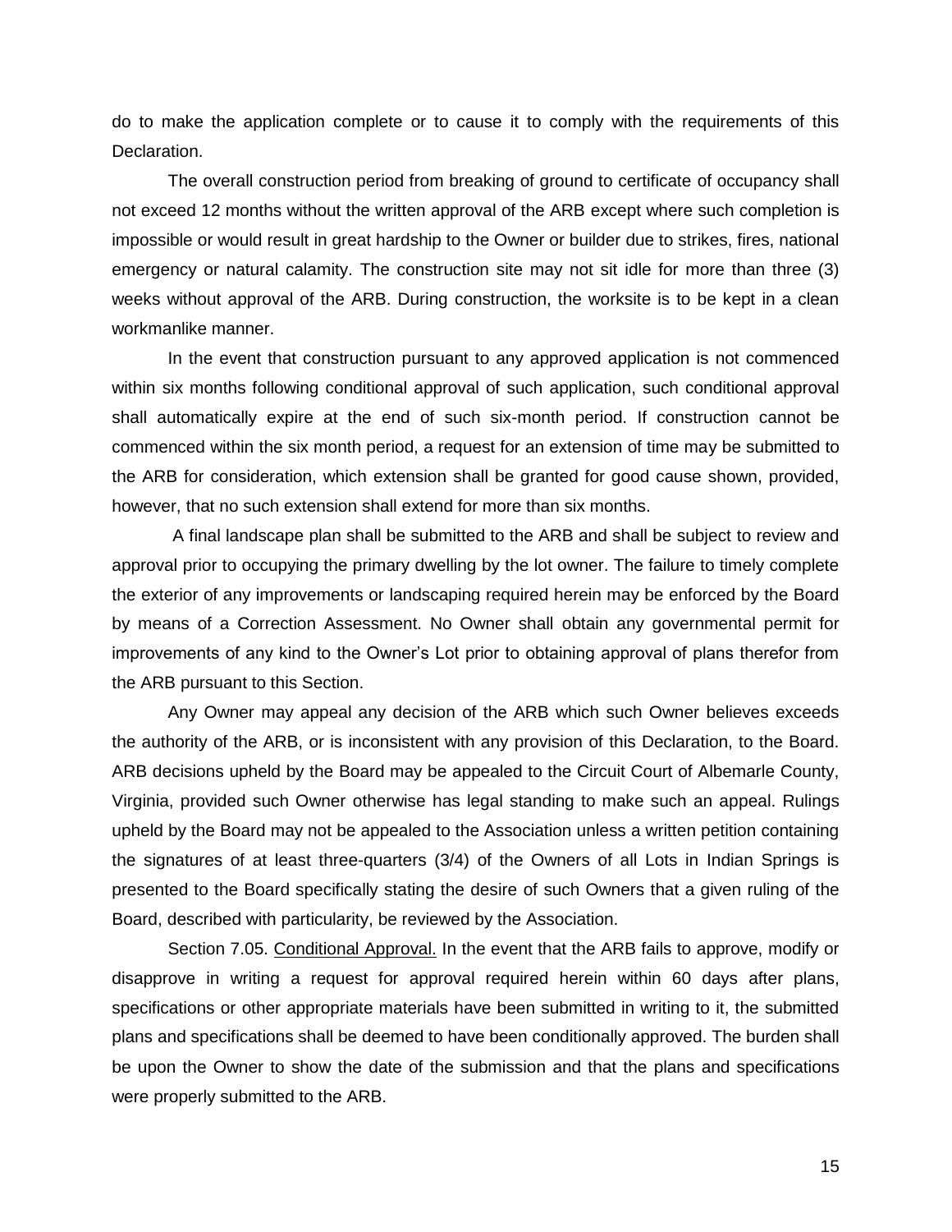do to make the application complete or to cause it to comply with the requirements of this Declaration.

The overall construction period from breaking of ground to certificate of occupancy shall not exceed 12 months without the written approval of the ARB except where such completion is impossible or would result in great hardship to the Owner or builder due to strikes, fires, national emergency or natural calamity. The construction site may not sit idle for more than three (3) weeks without approval of the ARB. During construction, the worksite is to be kept in a clean workmanlike manner.

In the event that construction pursuant to any approved application is not commenced within six months following conditional approval of such application, such conditional approval shall automatically expire at the end of such six-month period. If construction cannot be commenced within the six month period, a request for an extension of time may be submitted to the ARB for consideration, which extension shall be granted for good cause shown, provided, however, that no such extension shall extend for more than six months.

A final landscape plan shall be submitted to the ARB and shall be subject to review and approval prior to occupying the primary dwelling by the lot owner. The failure to timely complete the exterior of any improvements or landscaping required herein may be enforced by the Board by means of a Correction Assessment. No Owner shall obtain any governmental permit for improvements of any kind to the Owner's Lot prior to obtaining approval of plans therefor from the ARB pursuant to this Section.

Any Owner may appeal any decision of the ARB which such Owner believes exceeds the authority of the ARB, or is inconsistent with any provision of this Declaration, to the Board. ARB decisions upheld by the Board may be appealed to the Circuit Court of Albemarle County, Virginia, provided such Owner otherwise has legal standing to make such an appeal. Rulings upheld by the Board may not be appealed to the Association unless a written petition containing the signatures of at least three-quarters (3/4) of the Owners of all Lots in Indian Springs is presented to the Board specifically stating the desire of such Owners that a given ruling of the Board, described with particularity, be reviewed by the Association.

Section 7.05. Conditional Approval. In the event that the ARB fails to approve, modify or disapprove in writing a request for approval required herein within 60 days after plans, specifications or other appropriate materials have been submitted in writing to it, the submitted plans and specifications shall be deemed to have been conditionally approved. The burden shall be upon the Owner to show the date of the submission and that the plans and specifications were properly submitted to the ARB.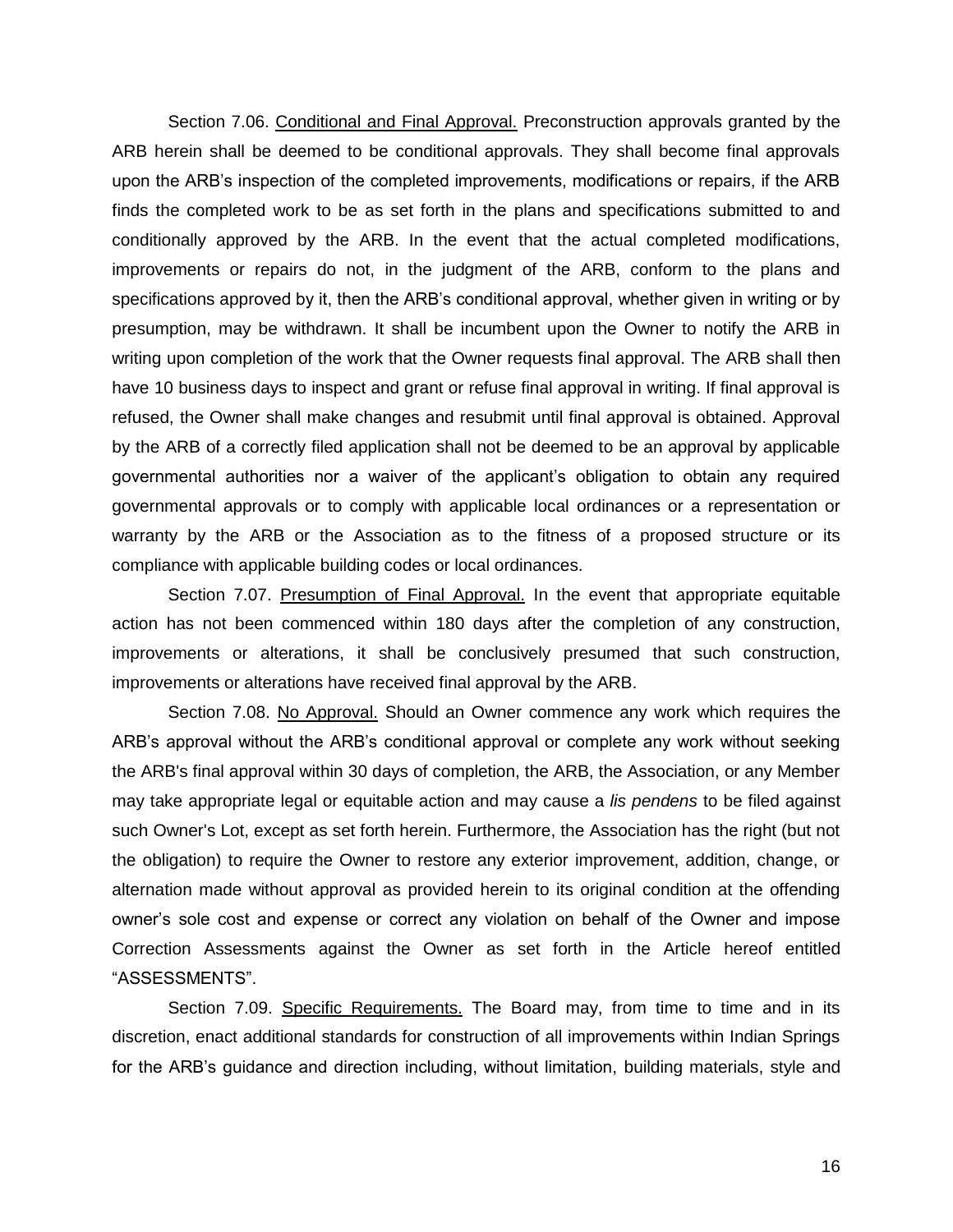Section 7.06. Conditional and Final Approval. Preconstruction approvals granted by the ARB herein shall be deemed to be conditional approvals. They shall become final approvals upon the ARB's inspection of the completed improvements, modifications or repairs, if the ARB finds the completed work to be as set forth in the plans and specifications submitted to and conditionally approved by the ARB. In the event that the actual completed modifications, improvements or repairs do not, in the judgment of the ARB, conform to the plans and specifications approved by it, then the ARB's conditional approval, whether given in writing or by presumption, may be withdrawn. It shall be incumbent upon the Owner to notify the ARB in writing upon completion of the work that the Owner requests final approval. The ARB shall then have 10 business days to inspect and grant or refuse final approval in writing. If final approval is refused, the Owner shall make changes and resubmit until final approval is obtained. Approval by the ARB of a correctly filed application shall not be deemed to be an approval by applicable governmental authorities nor a waiver of the applicant's obligation to obtain any required governmental approvals or to comply with applicable local ordinances or a representation or warranty by the ARB or the Association as to the fitness of a proposed structure or its compliance with applicable building codes or local ordinances.

Section 7.07. Presumption of Final Approval. In the event that appropriate equitable action has not been commenced within 180 days after the completion of any construction, improvements or alterations, it shall be conclusively presumed that such construction, improvements or alterations have received final approval by the ARB.

Section 7.08. No Approval. Should an Owner commence any work which requires the ARB's approval without the ARB's conditional approval or complete any work without seeking the ARB's final approval within 30 days of completion, the ARB, the Association, or any Member may take appropriate legal or equitable action and may cause a *lis pendens* to be filed against such Owner's Lot, except as set forth herein. Furthermore, the Association has the right (but not the obligation) to require the Owner to restore any exterior improvement, addition, change, or alternation made without approval as provided herein to its original condition at the offending owner's sole cost and expense or correct any violation on behalf of the Owner and impose Correction Assessments against the Owner as set forth in the Article hereof entitled "ASSESSMENTS".

Section 7.09. Specific Requirements. The Board may, from time to time and in its discretion, enact additional standards for construction of all improvements within Indian Springs for the ARB's guidance and direction including, without limitation, building materials, style and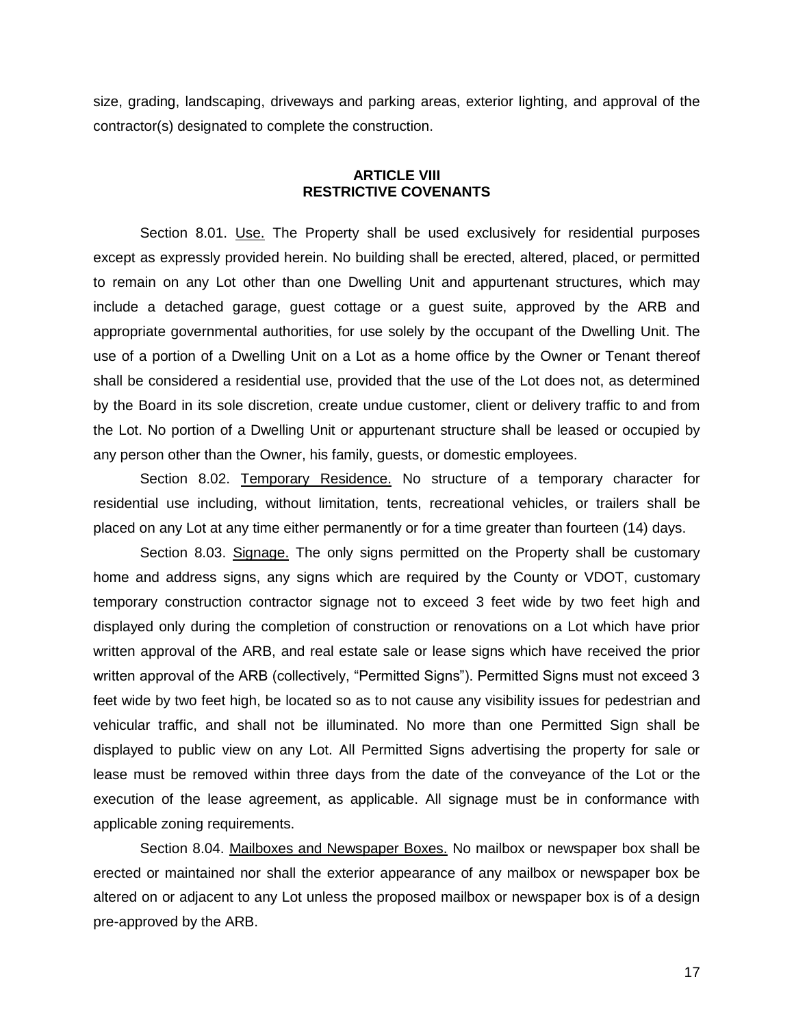size, grading, landscaping, driveways and parking areas, exterior lighting, and approval of the contractor(s) designated to complete the construction.

## ARTICLE VIII
## RESTRICTIVE COVENANTS

Section 8.01. Use. The Property shall be used exclusively for residential purposes except as expressly provided herein. No building shall be erected, altered, placed, or permitted to remain on any Lot other than one Dwelling Unit and appurtenant structures, which may include a detached garage, guest cottage or a guest suite, approved by the ARB and appropriate governmental authorities, for use solely by the occupant of the Dwelling Unit. The use of a portion of a Dwelling Unit on a Lot as a home office by the Owner or Tenant thereof shall be considered a residential use, provided that the use of the Lot does not, as determined by the Board in its sole discretion, create undue customer, client or delivery traffic to and from the Lot. No portion of a Dwelling Unit or appurtenant structure shall be leased or occupied by any person other than the Owner, his family, guests, or domestic employees.

Section 8.02. Temporary Residence. No structure of a temporary character for residential use including, without limitation, tents, recreational vehicles, or trailers shall be placed on any Lot at any time either permanently or for a time greater than fourteen (14) days.

Section 8.03. Signage. The only signs permitted on the Property shall be customary home and address signs, any signs which are required by the County or VDOT, customary temporary construction contractor signage not to exceed 3 feet wide by two feet high and displayed only during the completion of construction or renovations on a Lot which have prior written approval of the ARB, and real estate sale or lease signs which have received the prior written approval of the ARB (collectively, "Permitted Signs"). Permitted Signs must not exceed 3 feet wide by two feet high, be located so as to not cause any visibility issues for pedestrian and vehicular traffic, and shall not be illuminated. No more than one Permitted Sign shall be displayed to public view on any Lot. All Permitted Signs advertising the property for sale or lease must be removed within three days from the date of the conveyance of the Lot or the execution of the lease agreement, as applicable. All signage must be in conformance with applicable zoning requirements.

Section 8.04. Mailboxes and Newspaper Boxes. No mailbox or newspaper box shall be erected or maintained nor shall the exterior appearance of any mailbox or newspaper box be altered on or adjacent to any Lot unless the proposed mailbox or newspaper box is of a design pre-approved by the ARB.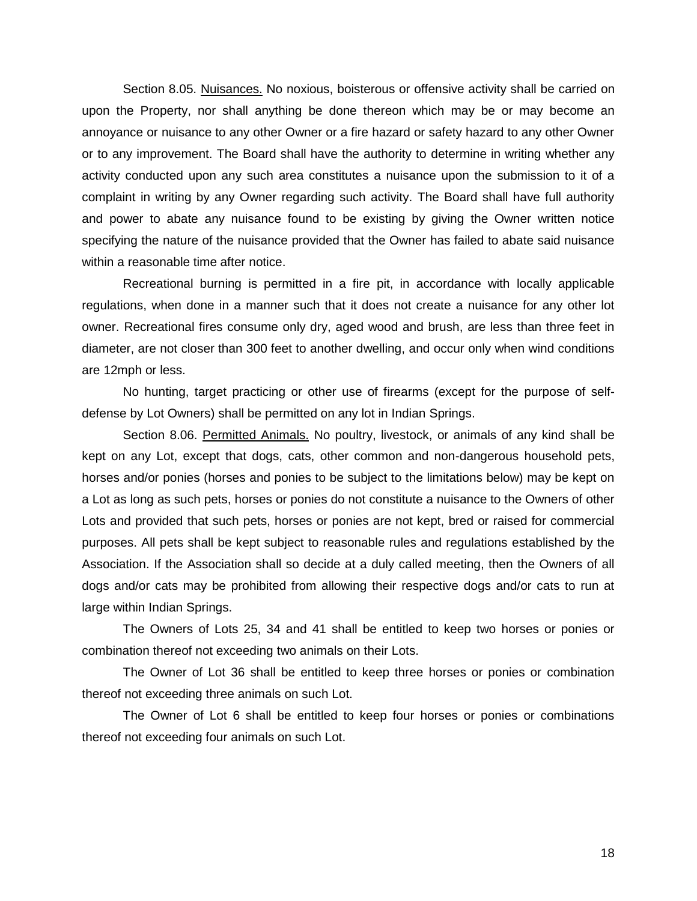Section 8.05. <u>Nuisances.</u> No noxious, boisterous or offensive activity shall be carried on upon the Property, nor shall anything be done thereon which may be or may become an annoyance or nuisance to any other Owner or a fire hazard or safety hazard to any other Owner or to any improvement. The Board shall have the authority to determine in writing whether any activity conducted upon any such area constitutes a nuisance upon the submission to it of a complaint in writing by any Owner regarding such activity. The Board shall have full authority and power to abate any nuisance found to be existing by giving the Owner written notice specifying the nature of the nuisance provided that the Owner has failed to abate said nuisance within a reasonable time after notice.

Recreational burning is permitted in a fire pit, in accordance with locally applicable regulations, when done in a manner such that it does not create a nuisance for any other lot owner. Recreational fires consume only dry, aged wood and brush, are less than three feet in diameter, are not closer than 300 feet to another dwelling, and occur only when wind conditions are 12mph or less.

No hunting, target practicing or other use of firearms (except for the purpose of self-defense by Lot Owners) shall be permitted on any lot in Indian Springs.

Section 8.06. <u>Permitted Animals.</u> No poultry, livestock, or animals of any kind shall be kept on any Lot, except that dogs, cats, other common and non-dangerous household pets, horses and/or ponies (horses and ponies to be subject to the limitations below) may be kept on a Lot as long as such pets, horses or ponies do not constitute a nuisance to the Owners of other Lots and provided that such pets, horses or ponies are not kept, bred or raised for commercial purposes. All pets shall be kept subject to reasonable rules and regulations established by the Association. If the Association shall so decide at a duly called meeting, then the Owners of all dogs and/or cats may be prohibited from allowing their respective dogs and/or cats to run at large within Indian Springs.

The Owners of Lots 25, 34 and 41 shall be entitled to keep two horses or ponies or combination thereof not exceeding two animals on their Lots.

The Owner of Lot 36 shall be entitled to keep three horses or ponies or combination thereof not exceeding three animals on such Lot.

The Owner of Lot 6 shall be entitled to keep four horses or ponies or combinations thereof not exceeding four animals on such Lot.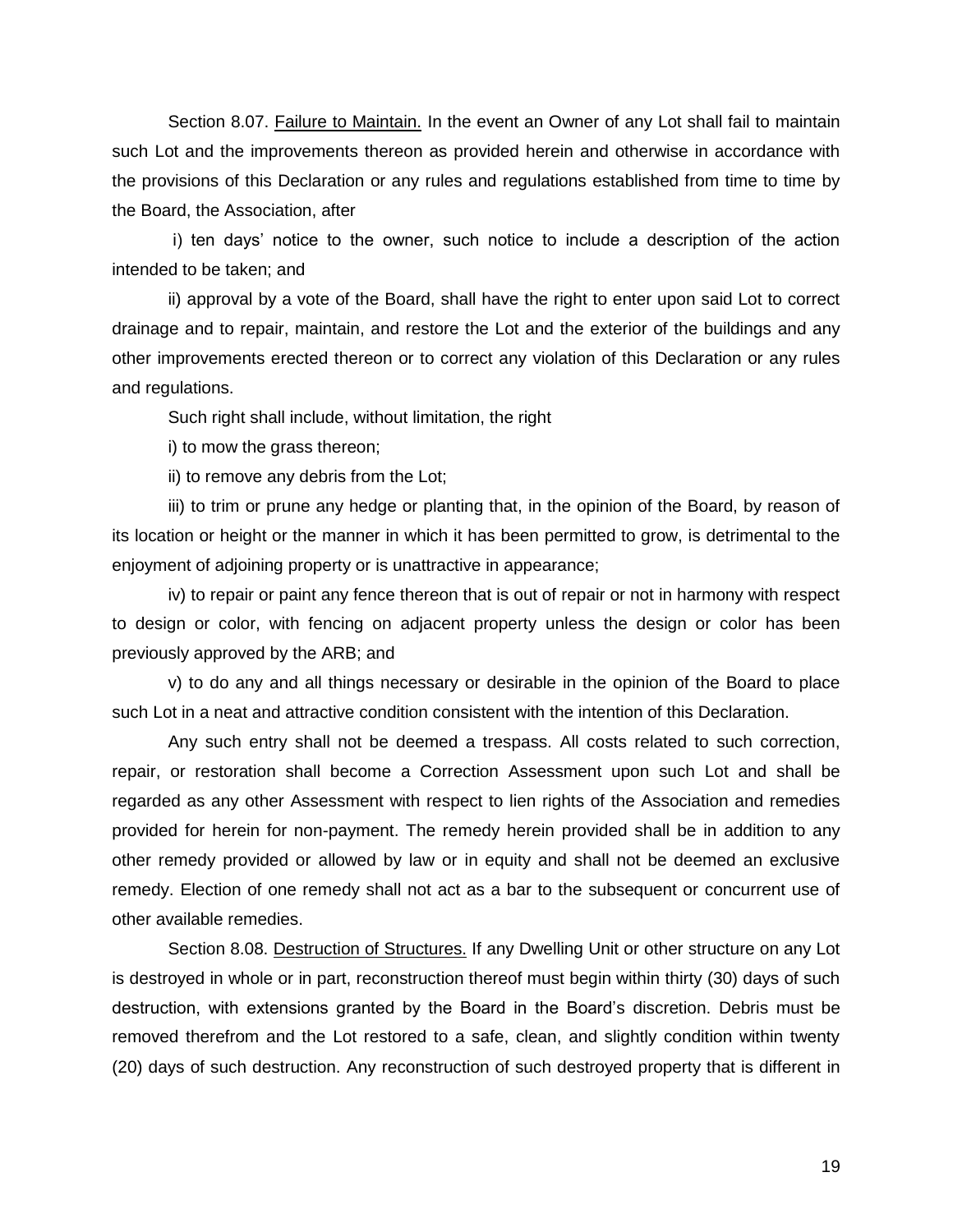Section 8.07. <u>Failure to Maintain.</u> In the event an Owner of any Lot shall fail to maintain such Lot and the improvements thereon as provided herein and otherwise in accordance with the provisions of this Declaration or any rules and regulations established from time to time by the Board, the Association, after

i) ten days' notice to the owner, such notice to include a description of the action intended to be taken; and

ii) approval by a vote of the Board, shall have the right to enter upon said Lot to correct drainage and to repair, maintain, and restore the Lot and the exterior of the buildings and any other improvements erected thereon or to correct any violation of this Declaration or any rules and regulations.

Such right shall include, without limitation, the right

i) to mow the grass thereon;

ii) to remove any debris from the Lot;

iii) to trim or prune any hedge or planting that, in the opinion of the Board, by reason of its location or height or the manner in which it has been permitted to grow, is detrimental to the enjoyment of adjoining property or is unattractive in appearance;

iv) to repair or paint any fence thereon that is out of repair or not in harmony with respect to design or color, with fencing on adjacent property unless the design or color has been previously approved by the ARB; and

v) to do any and all things necessary or desirable in the opinion of the Board to place such Lot in a neat and attractive condition consistent with the intention of this Declaration.

Any such entry shall not be deemed a trespass. All costs related to such correction, repair, or restoration shall become a Correction Assessment upon such Lot and shall be regarded as any other Assessment with respect to lien rights of the Association and remedies provided for herein for non-payment. The remedy herein provided shall be in addition to any other remedy provided or allowed by law or in equity and shall not be deemed an exclusive remedy. Election of one remedy shall not act as a bar to the subsequent or concurrent use of other available remedies.

Section 8.08. <u>Destruction of Structures.</u> If any Dwelling Unit or other structure on any Lot is destroyed in whole or in part, reconstruction thereof must begin within thirty (30) days of such destruction, with extensions granted by the Board in the Board's discretion. Debris must be removed therefrom and the Lot restored to a safe, clean, and slightly condition within twenty (20) days of such destruction. Any reconstruction of such destroyed property that is different in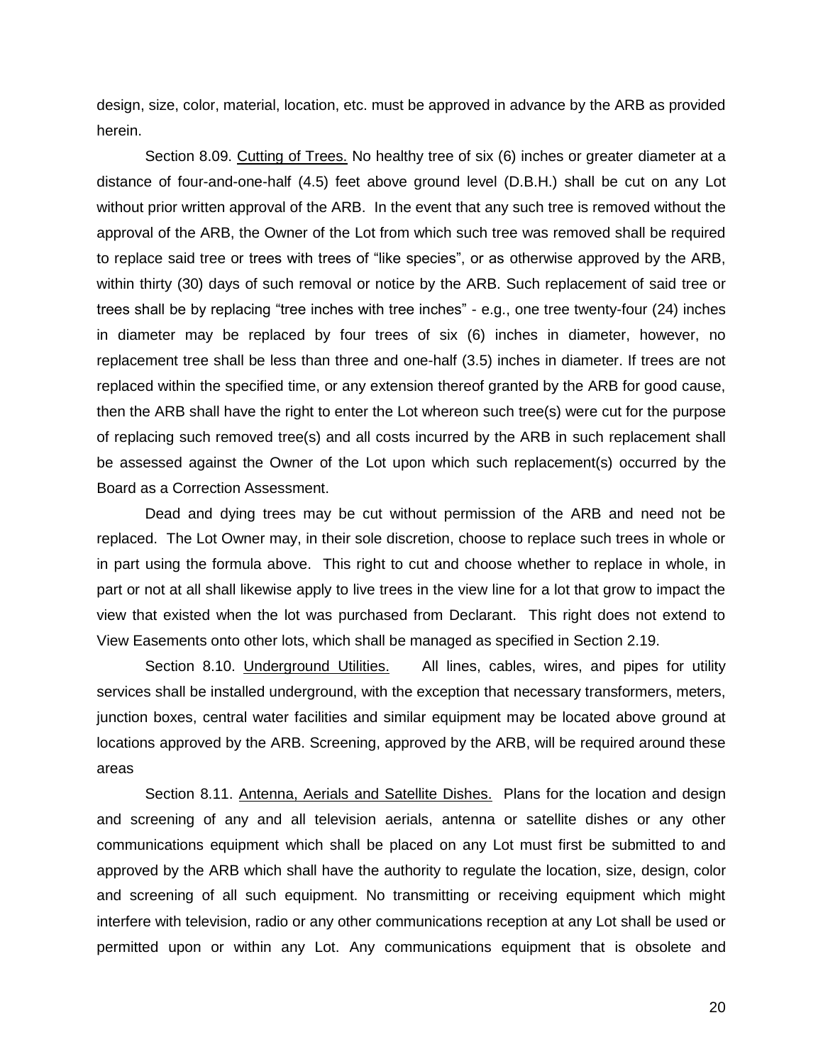design, size, color, material, location, etc. must be approved in advance by the ARB as provided herein.

Section 8.09. Cutting of Trees. No healthy tree of six (6) inches or greater diameter at a distance of four-and-one-half (4.5) feet above ground level (D.B.H.) shall be cut on any Lot without prior written approval of the ARB. In the event that any such tree is removed without the approval of the ARB, the Owner of the Lot from which such tree was removed shall be required to replace said tree or trees with trees of "like species", or as otherwise approved by the ARB, within thirty (30) days of such removal or notice by the ARB. Such replacement of said tree or trees shall be by replacing "tree inches with tree inches" - e.g., one tree twenty-four (24) inches in diameter may be replaced by four trees of six (6) inches in diameter, however, no replacement tree shall be less than three and one-half (3.5) inches in diameter. If trees are not replaced within the specified time, or any extension thereof granted by the ARB for good cause, then the ARB shall have the right to enter the Lot whereon such tree(s) were cut for the purpose of replacing such removed tree(s) and all costs incurred by the ARB in such replacement shall be assessed against the Owner of the Lot upon which such replacement(s) occurred by the Board as a Correction Assessment.

Dead and dying trees may be cut without permission of the ARB and need not be replaced. The Lot Owner may, in their sole discretion, choose to replace such trees in whole or in part using the formula above. This right to cut and choose whether to replace in whole, in part or not at all shall likewise apply to live trees in the view line for a lot that grow to impact the view that existed when the lot was purchased from Declarant. This right does not extend to View Easements onto other lots, which shall be managed as specified in Section 2.19.

Section 8.10. Underground Utilities. All lines, cables, wires, and pipes for utility services shall be installed underground, with the exception that necessary transformers, meters, junction boxes, central water facilities and similar equipment may be located above ground at locations approved by the ARB. Screening, approved by the ARB, will be required around these areas

Section 8.11. Antenna, Aerials and Satellite Dishes. Plans for the location and design and screening of any and all television aerials, antenna or satellite dishes or any other communications equipment which shall be placed on any Lot must first be submitted to and approved by the ARB which shall have the authority to regulate the location, size, design, color and screening of all such equipment. No transmitting or receiving equipment which might interfere with television, radio or any other communications reception at any Lot shall be used or permitted upon or within any Lot. Any communications equipment that is obsolete and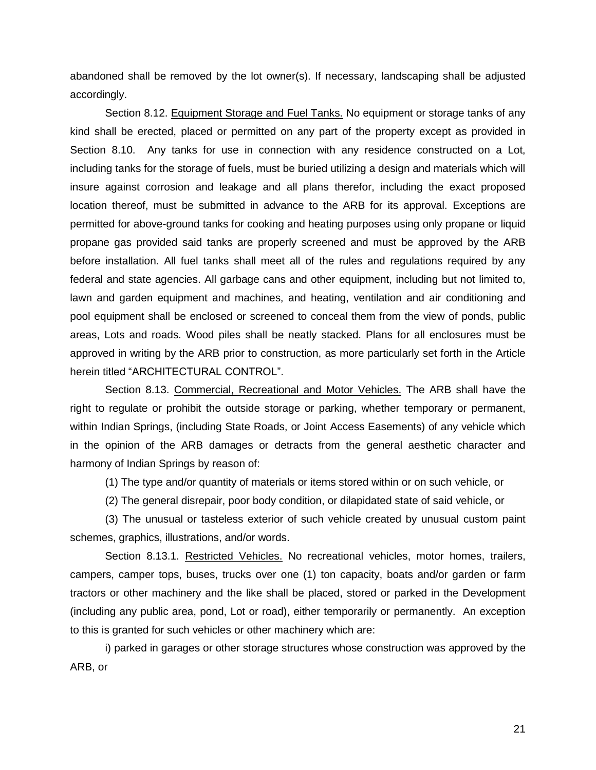abandoned shall be removed by the lot owner(s). If necessary, landscaping shall be adjusted accordingly.

Section 8.12. Equipment Storage and Fuel Tanks. No equipment or storage tanks of any kind shall be erected, placed or permitted on any part of the property except as provided in Section 8.10. Any tanks for use in connection with any residence constructed on a Lot, including tanks for the storage of fuels, must be buried utilizing a design and materials which will insure against corrosion and leakage and all plans therefor, including the exact proposed location thereof, must be submitted in advance to the ARB for its approval. Exceptions are permitted for above-ground tanks for cooking and heating purposes using only propane or liquid propane gas provided said tanks are properly screened and must be approved by the ARB before installation. All fuel tanks shall meet all of the rules and regulations required by any federal and state agencies. All garbage cans and other equipment, including but not limited to, lawn and garden equipment and machines, and heating, ventilation and air conditioning and pool equipment shall be enclosed or screened to conceal them from the view of ponds, public areas, Lots and roads. Wood piles shall be neatly stacked. Plans for all enclosures must be approved in writing by the ARB prior to construction, as more particularly set forth in the Article herein titled "ARCHITECTURAL CONTROL".

Section 8.13. Commercial, Recreational and Motor Vehicles. The ARB shall have the right to regulate or prohibit the outside storage or parking, whether temporary or permanent, within Indian Springs, (including State Roads, or Joint Access Easements) of any vehicle which in the opinion of the ARB damages or detracts from the general aesthetic character and harmony of Indian Springs by reason of:

(1) The type and/or quantity of materials or items stored within or on such vehicle, or

(2) The general disrepair, poor body condition, or dilapidated state of said vehicle, or

(3) The unusual or tasteless exterior of such vehicle created by unusual custom paint schemes, graphics, illustrations, and/or words.

Section 8.13.1. Restricted Vehicles. No recreational vehicles, motor homes, trailers, campers, camper tops, buses, trucks over one (1) ton capacity, boats and/or garden or farm tractors or other machinery and the like shall be placed, stored or parked in the Development (including any public area, pond, Lot or road), either temporarily or permanently. An exception to this is granted for such vehicles or other machinery which are:

i) parked in garages or other storage structures whose construction was approved by the ARB, or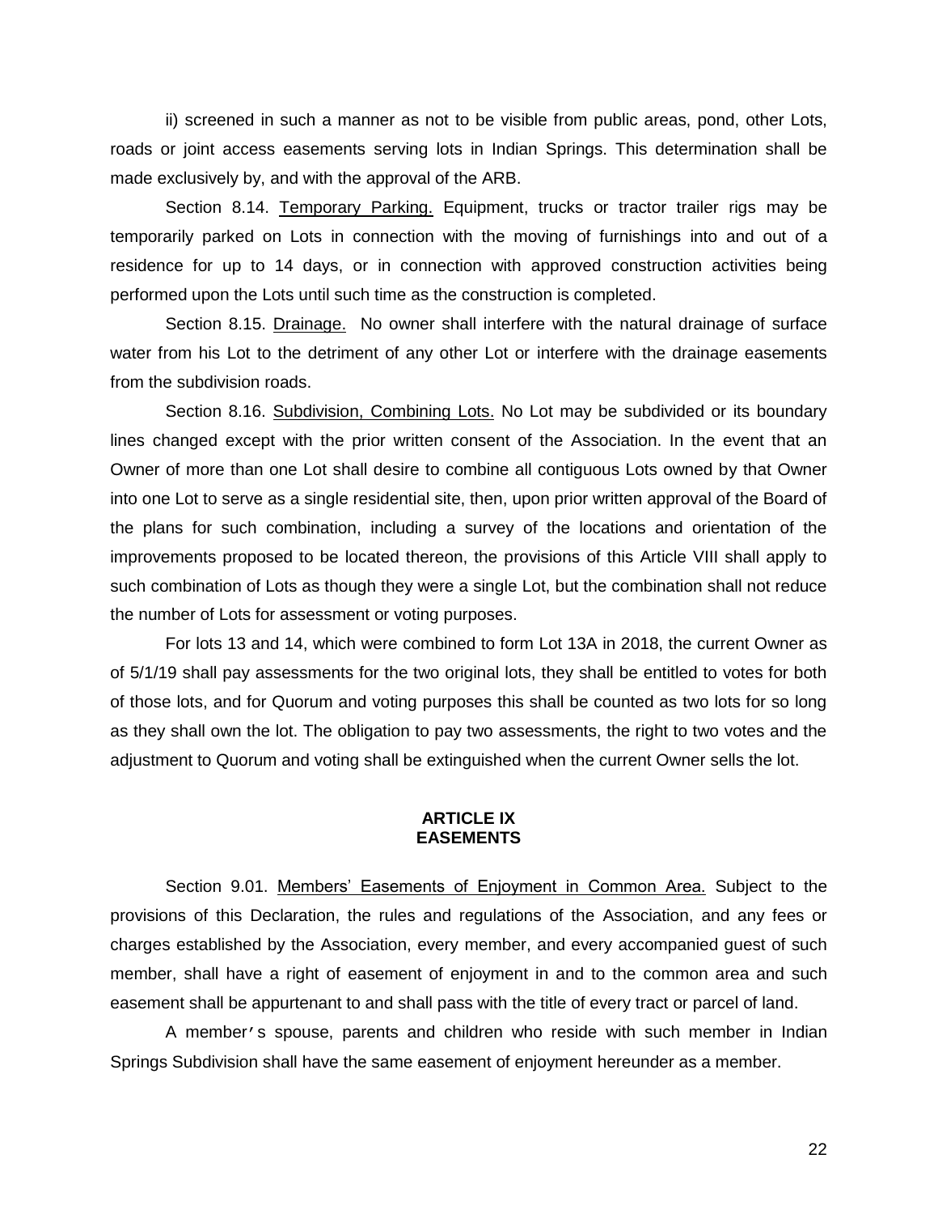ii) screened in such a manner as not to be visible from public areas, pond, other Lots, roads or joint access easements serving lots in Indian Springs. This determination shall be made exclusively by, and with the approval of the ARB.

Section 8.14. Temporary Parking. Equipment, trucks or tractor trailer rigs may be temporarily parked on Lots in connection with the moving of furnishings into and out of a residence for up to 14 days, or in connection with approved construction activities being performed upon the Lots until such time as the construction is completed.

Section 8.15. Drainage. No owner shall interfere with the natural drainage of surface water from his Lot to the detriment of any other Lot or interfere with the drainage easements from the subdivision roads.

Section 8.16. Subdivision, Combining Lots. No Lot may be subdivided or its boundary lines changed except with the prior written consent of the Association. In the event that an Owner of more than one Lot shall desire to combine all contiguous Lots owned by that Owner into one Lot to serve as a single residential site, then, upon prior written approval of the Board of the plans for such combination, including a survey of the locations and orientation of the improvements proposed to be located thereon, the provisions of this Article VIII shall apply to such combination of Lots as though they were a single Lot, but the combination shall not reduce the number of Lots for assessment or voting purposes.

For lots 13 and 14, which were combined to form Lot 13A in 2018, the current Owner as of 5/1/19 shall pay assessments for the two original lots, they shall be entitled to votes for both of those lots, and for Quorum and voting purposes this shall be counted as two lots for so long as they shall own the lot. The obligation to pay two assessments, the right to two votes and the adjustment to Quorum and voting shall be extinguished when the current Owner sells the lot.

## ARTICLE IX
## EASEMENTS

Section 9.01. Members' Easements of Enjoyment in Common Area. Subject to the provisions of this Declaration, the rules and regulations of the Association, and any fees or charges established by the Association, every member, and every accompanied guest of such member, shall have a right of easement of enjoyment in and to the common area and such easement shall be appurtenant to and shall pass with the title of every tract or parcel of land.

A member's spouse, parents and children who reside with such member in Indian Springs Subdivision shall have the same easement of enjoyment hereunder as a member.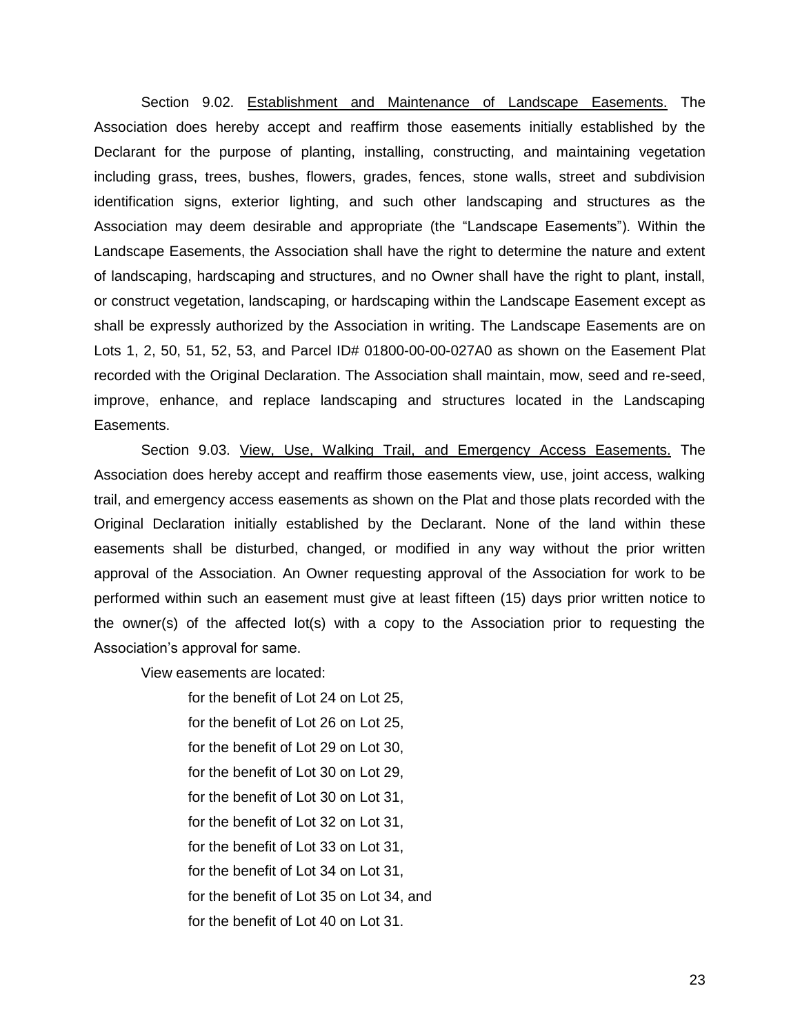Section 9.02. <u>Establishment and Maintenance of Landscape Easements.</u> The Association does hereby accept and reaffirm those easements initially established by the Declarant for the purpose of planting, installing, constructing, and maintaining vegetation including grass, trees, bushes, flowers, grades, fences, stone walls, street and subdivision identification signs, exterior lighting, and such other landscaping and structures as the Association may deem desirable and appropriate (the "Landscape Easements"). Within the Landscape Easements, the Association shall have the right to determine the nature and extent of landscaping, hardscaping and structures, and no Owner shall have the right to plant, install, or construct vegetation, landscaping, or hardscaping within the Landscape Easement except as shall be expressly authorized by the Association in writing. The Landscape Easements are on Lots 1, 2, 50, 51, 52, 53, and Parcel ID# 01800-00-00-027A0 as shown on the Easement Plat recorded with the Original Declaration. The Association shall maintain, mow, seed and re-seed, improve, enhance, and replace landscaping and structures located in the Landscaping Easements.

Section 9.03. <u>View, Use, Walking Trail, and Emergency Access Easements.</u> The Association does hereby accept and reaffirm those easements view, use, joint access, walking trail, and emergency access easements as shown on the Plat and those plats recorded with the Original Declaration initially established by the Declarant. None of the land within these easements shall be disturbed, changed, or modified in any way without the prior written approval of the Association. An Owner requesting approval of the Association for work to be performed within such an easement must give at least fifteen (15) days prior written notice to the owner(s) of the affected lot(s) with a copy to the Association prior to requesting the Association's approval for same.

View easements are located:

for the benefit of Lot 24 on Lot 25,
for the benefit of Lot 26 on Lot 25,
for the benefit of Lot 29 on Lot 30,
for the benefit of Lot 30 on Lot 29,
for the benefit of Lot 30 on Lot 31,
for the benefit of Lot 32 on Lot 31,
for the benefit of Lot 33 on Lot 31,
for the benefit of Lot 34 on Lot 31,
for the benefit of Lot 35 on Lot 34, and
for the benefit of Lot 40 on Lot 31.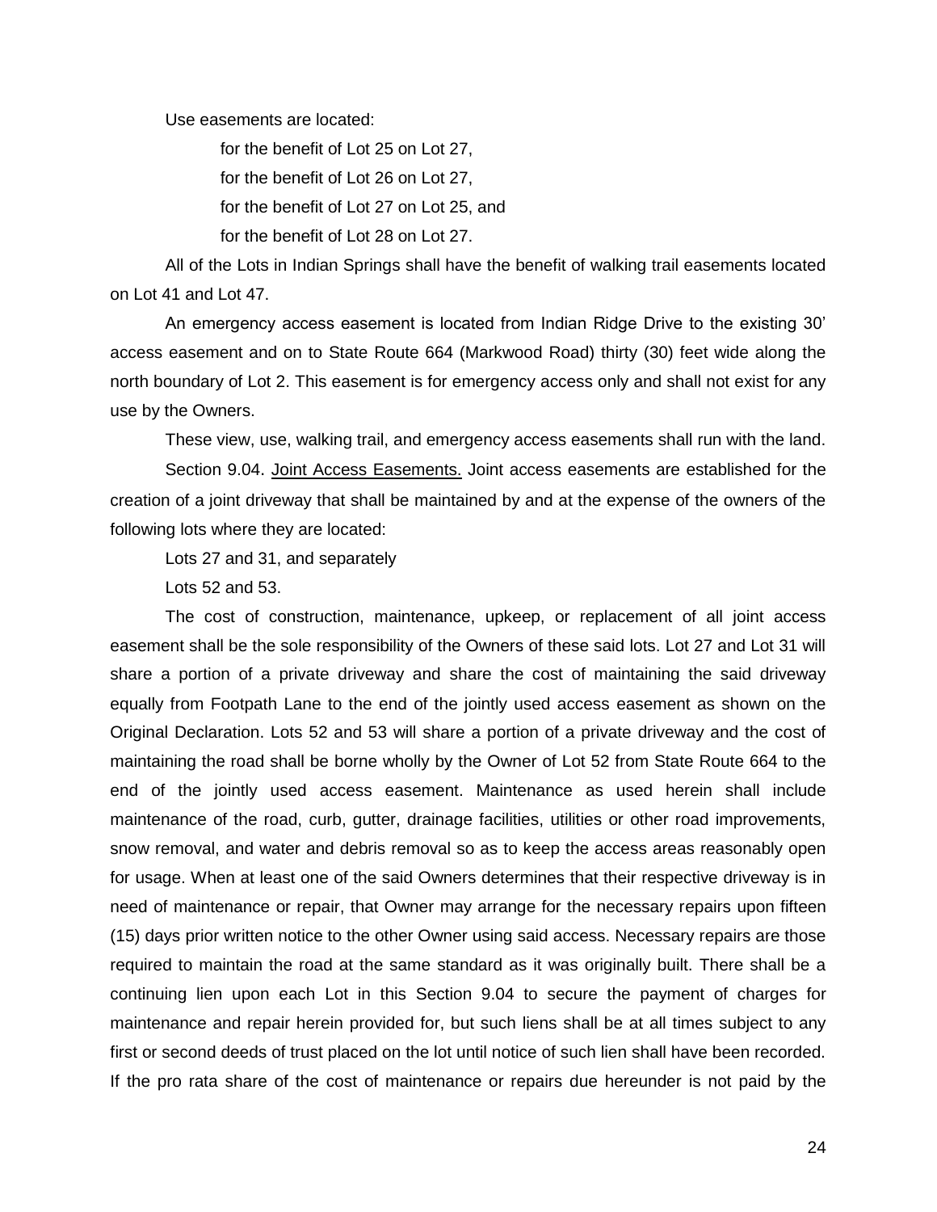Use easements are located:

for the benefit of Lot 25 on Lot 27,

for the benefit of Lot 26 on Lot 27,

for the benefit of Lot 27 on Lot 25, and

for the benefit of Lot 28 on Lot 27.

All of the Lots in Indian Springs shall have the benefit of walking trail easements located on Lot 41 and Lot 47.

An emergency access easement is located from Indian Ridge Drive to the existing 30' access easement and on to State Route 664 (Markwood Road) thirty (30) feet wide along the north boundary of Lot 2. This easement is for emergency access only and shall not exist for any use by the Owners.

These view, use, walking trail, and emergency access easements shall run with the land.

Section 9.04. Joint Access Easements. Joint access easements are established for the creation of a joint driveway that shall be maintained by and at the expense of the owners of the following lots where they are located:

Lots 27 and 31, and separately

Lots 52 and 53.

The cost of construction, maintenance, upkeep, or replacement of all joint access easement shall be the sole responsibility of the Owners of these said lots. Lot 27 and Lot 31 will share a portion of a private driveway and share the cost of maintaining the said driveway equally from Footpath Lane to the end of the jointly used access easement as shown on the Original Declaration. Lots 52 and 53 will share a portion of a private driveway and the cost of maintaining the road shall be borne wholly by the Owner of Lot 52 from State Route 664 to the end of the jointly used access easement. Maintenance as used herein shall include maintenance of the road, curb, gutter, drainage facilities, utilities or other road improvements, snow removal, and water and debris removal so as to keep the access areas reasonably open for usage. When at least one of the said Owners determines that their respective driveway is in need of maintenance or repair, that Owner may arrange for the necessary repairs upon fifteen (15) days prior written notice to the other Owner using said access. Necessary repairs are those required to maintain the road at the same standard as it was originally built. There shall be a continuing lien upon each Lot in this Section 9.04 to secure the payment of charges for maintenance and repair herein provided for, but such liens shall be at all times subject to any first or second deeds of trust placed on the lot until notice of such lien shall have been recorded. If the pro rata share of the cost of maintenance or repairs due hereunder is not paid by the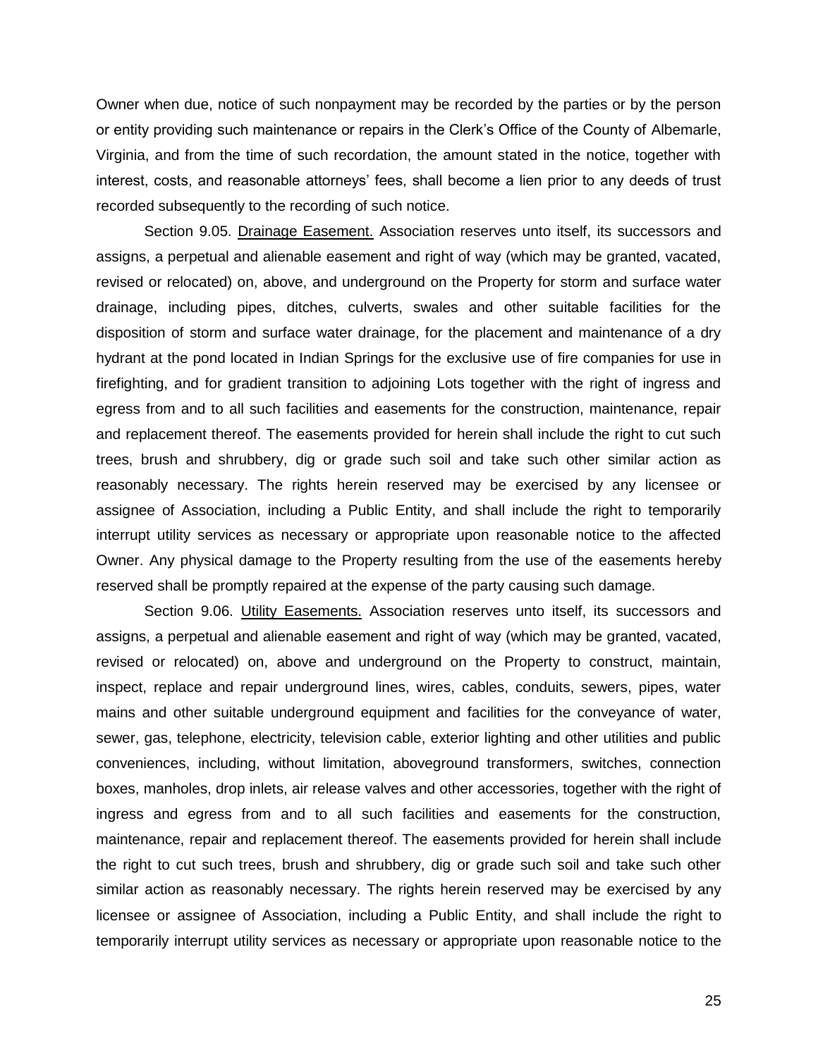Owner when due, notice of such nonpayment may be recorded by the parties or by the person or entity providing such maintenance or repairs in the Clerk's Office of the County of Albemarle, Virginia, and from the time of such recordation, the amount stated in the notice, together with interest, costs, and reasonable attorneys' fees, shall become a lien prior to any deeds of trust recorded subsequently to the recording of such notice.

Section 9.05. Drainage Easement. Association reserves unto itself, its successors and assigns, a perpetual and alienable easement and right of way (which may be granted, vacated, revised or relocated) on, above, and underground on the Property for storm and surface water drainage, including pipes, ditches, culverts, swales and other suitable facilities for the disposition of storm and surface water drainage, for the placement and maintenance of a dry hydrant at the pond located in Indian Springs for the exclusive use of fire companies for use in firefighting, and for gradient transition to adjoining Lots together with the right of ingress and egress from and to all such facilities and easements for the construction, maintenance, repair and replacement thereof. The easements provided for herein shall include the right to cut such trees, brush and shrubbery, dig or grade such soil and take such other similar action as reasonably necessary. The rights herein reserved may be exercised by any licensee or assignee of Association, including a Public Entity, and shall include the right to temporarily interrupt utility services as necessary or appropriate upon reasonable notice to the affected Owner. Any physical damage to the Property resulting from the use of the easements hereby reserved shall be promptly repaired at the expense of the party causing such damage.

Section 9.06. Utility Easements. Association reserves unto itself, its successors and assigns, a perpetual and alienable easement and right of way (which may be granted, vacated, revised or relocated) on, above and underground on the Property to construct, maintain, inspect, replace and repair underground lines, wires, cables, conduits, sewers, pipes, water mains and other suitable underground equipment and facilities for the conveyance of water, sewer, gas, telephone, electricity, television cable, exterior lighting and other utilities and public conveniences, including, without limitation, aboveground transformers, switches, connection boxes, manholes, drop inlets, air release valves and other accessories, together with the right of ingress and egress from and to all such facilities and easements for the construction, maintenance, repair and replacement thereof. The easements provided for herein shall include the right to cut such trees, brush and shrubbery, dig or grade such soil and take such other similar action as reasonably necessary. The rights herein reserved may be exercised by any licensee or assignee of Association, including a Public Entity, and shall include the right to temporarily interrupt utility services as necessary or appropriate upon reasonable notice to the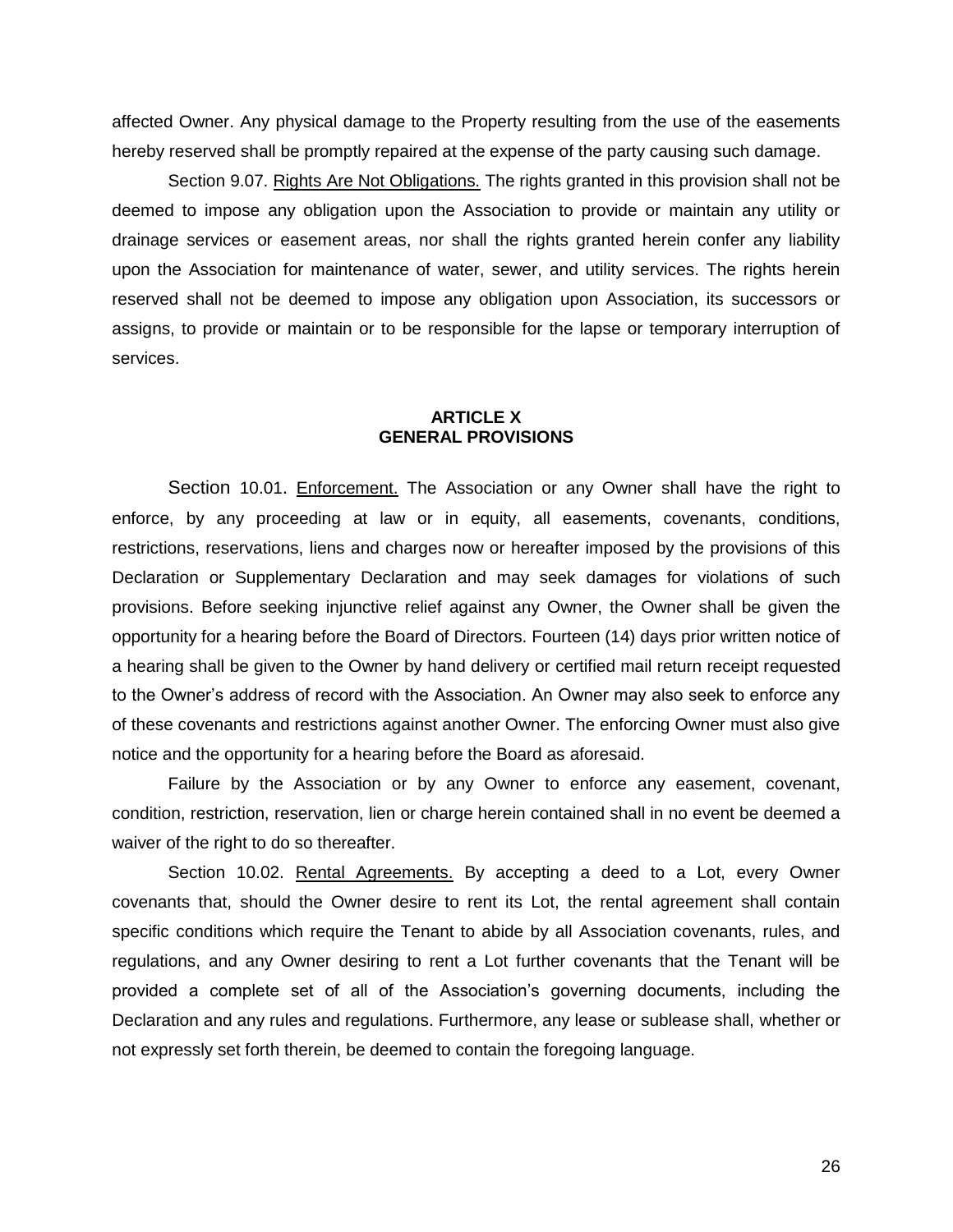affected Owner. Any physical damage to the Property resulting from the use of the easements hereby reserved shall be promptly repaired at the expense of the party causing such damage.

Section 9.07. Rights Are Not Obligations. The rights granted in this provision shall not be deemed to impose any obligation upon the Association to provide or maintain any utility or drainage services or easement areas, nor shall the rights granted herein confer any liability upon the Association for maintenance of water, sewer, and utility services. The rights herein reserved shall not be deemed to impose any obligation upon Association, its successors or assigns, to provide or maintain or to be responsible for the lapse or temporary interruption of services.

## ARTICLE X
## GENERAL PROVISIONS

Section 10.01. Enforcement. The Association or any Owner shall have the right to enforce, by any proceeding at law or in equity, all easements, covenants, conditions, restrictions, reservations, liens and charges now or hereafter imposed by the provisions of this Declaration or Supplementary Declaration and may seek damages for violations of such provisions. Before seeking injunctive relief against any Owner, the Owner shall be given the opportunity for a hearing before the Board of Directors. Fourteen (14) days prior written notice of a hearing shall be given to the Owner by hand delivery or certified mail return receipt requested to the Owner's address of record with the Association. An Owner may also seek to enforce any of these covenants and restrictions against another Owner. The enforcing Owner must also give notice and the opportunity for a hearing before the Board as aforesaid.

Failure by the Association or by any Owner to enforce any easement, covenant, condition, restriction, reservation, lien or charge herein contained shall in no event be deemed a waiver of the right to do so thereafter.

Section 10.02. Rental Agreements. By accepting a deed to a Lot, every Owner covenants that, should the Owner desire to rent its Lot, the rental agreement shall contain specific conditions which require the Tenant to abide by all Association covenants, rules, and regulations, and any Owner desiring to rent a Lot further covenants that the Tenant will be provided a complete set of all of the Association's governing documents, including the Declaration and any rules and regulations. Furthermore, any lease or sublease shall, whether or not expressly set forth therein, be deemed to contain the foregoing language.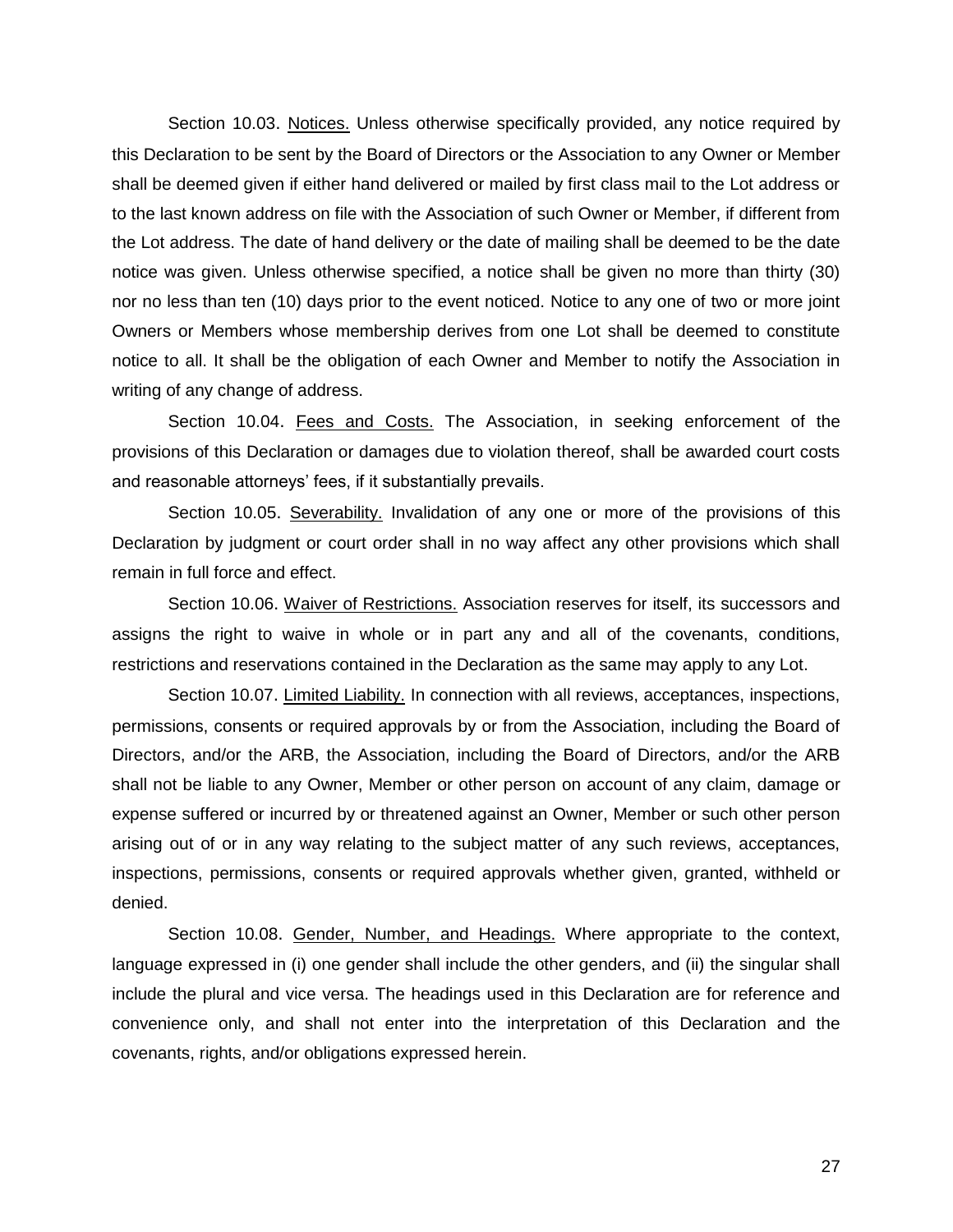Section 10.03. Notices. Unless otherwise specifically provided, any notice required by this Declaration to be sent by the Board of Directors or the Association to any Owner or Member shall be deemed given if either hand delivered or mailed by first class mail to the Lot address or to the last known address on file with the Association of such Owner or Member, if different from the Lot address. The date of hand delivery or the date of mailing shall be deemed to be the date notice was given. Unless otherwise specified, a notice shall be given no more than thirty (30) nor no less than ten (10) days prior to the event noticed. Notice to any one of two or more joint Owners or Members whose membership derives from one Lot shall be deemed to constitute notice to all. It shall be the obligation of each Owner and Member to notify the Association in writing of any change of address.

Section 10.04. Fees and Costs. The Association, in seeking enforcement of the provisions of this Declaration or damages due to violation thereof, shall be awarded court costs and reasonable attorneys' fees, if it substantially prevails.

Section 10.05. Severability. Invalidation of any one or more of the provisions of this Declaration by judgment or court order shall in no way affect any other provisions which shall remain in full force and effect.

Section 10.06. Waiver of Restrictions. Association reserves for itself, its successors and assigns the right to waive in whole or in part any and all of the covenants, conditions, restrictions and reservations contained in the Declaration as the same may apply to any Lot.

Section 10.07. Limited Liability. In connection with all reviews, acceptances, inspections, permissions, consents or required approvals by or from the Association, including the Board of Directors, and/or the ARB, the Association, including the Board of Directors, and/or the ARB shall not be liable to any Owner, Member or other person on account of any claim, damage or expense suffered or incurred by or threatened against an Owner, Member or such other person arising out of or in any way relating to the subject matter of any such reviews, acceptances, inspections, permissions, consents or required approvals whether given, granted, withheld or denied.

Section 10.08. Gender, Number, and Headings. Where appropriate to the context, language expressed in (i) one gender shall include the other genders, and (ii) the singular shall include the plural and vice versa. The headings used in this Declaration are for reference and convenience only, and shall not enter into the interpretation of this Declaration and the covenants, rights, and/or obligations expressed herein.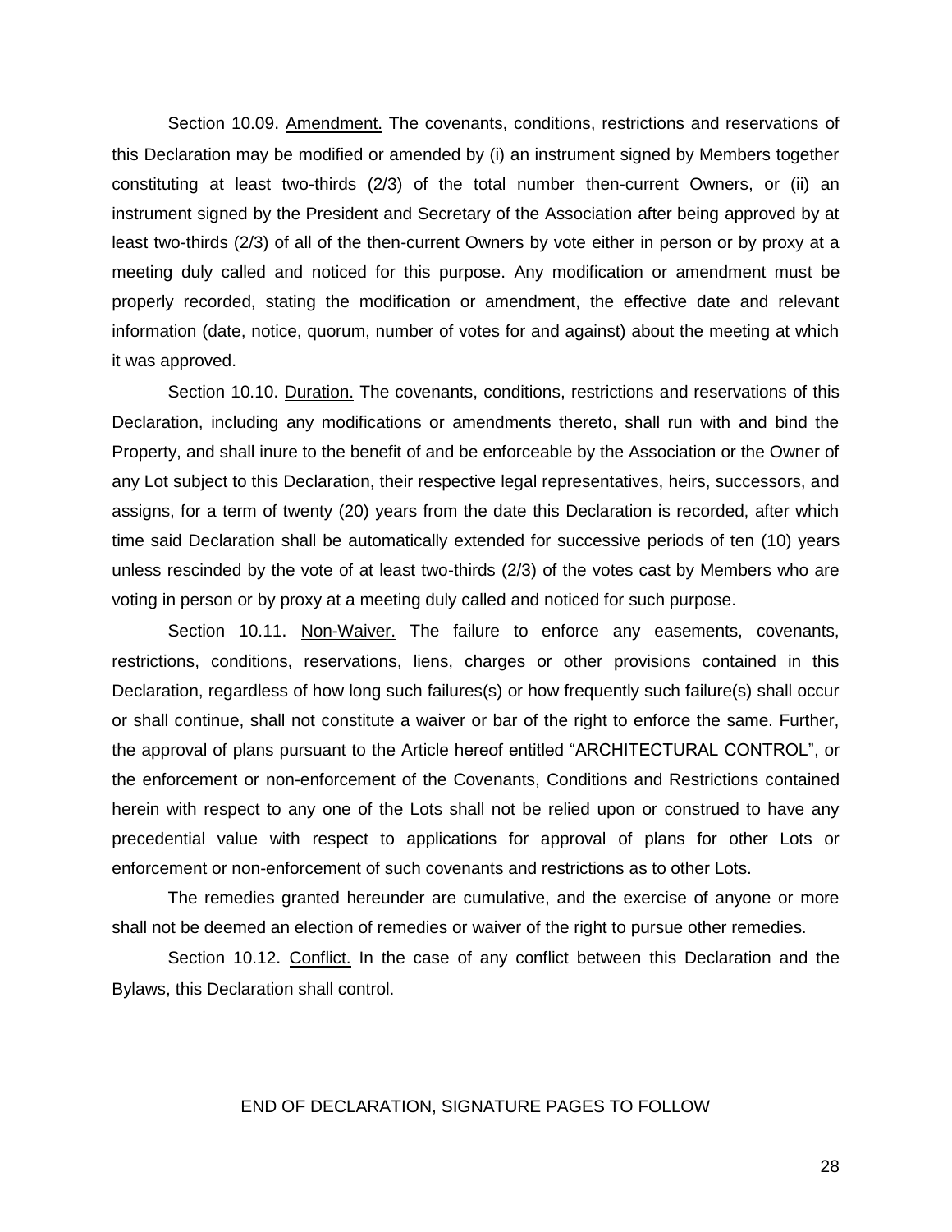Section 10.09. Amendment. The covenants, conditions, restrictions and reservations of this Declaration may be modified or amended by (i) an instrument signed by Members together constituting at least two-thirds (2/3) of the total number then-current Owners, or (ii) an instrument signed by the President and Secretary of the Association after being approved by at least two-thirds (2/3) of all of the then-current Owners by vote either in person or by proxy at a meeting duly called and noticed for this purpose. Any modification or amendment must be properly recorded, stating the modification or amendment, the effective date and relevant information (date, notice, quorum, number of votes for and against) about the meeting at which it was approved.

Section 10.10. Duration. The covenants, conditions, restrictions and reservations of this Declaration, including any modifications or amendments thereto, shall run with and bind the Property, and shall inure to the benefit of and be enforceable by the Association or the Owner of any Lot subject to this Declaration, their respective legal representatives, heirs, successors, and assigns, for a term of twenty (20) years from the date this Declaration is recorded, after which time said Declaration shall be automatically extended for successive periods of ten (10) years unless rescinded by the vote of at least two-thirds (2/3) of the votes cast by Members who are voting in person or by proxy at a meeting duly called and noticed for such purpose.

Section 10.11. Non-Waiver. The failure to enforce any easements, covenants, restrictions, conditions, reservations, liens, charges or other provisions contained in this Declaration, regardless of how long such failures(s) or how frequently such failure(s) shall occur or shall continue, shall not constitute a waiver or bar of the right to enforce the same. Further, the approval of plans pursuant to the Article hereof entitled "ARCHITECTURAL CONTROL", or the enforcement or non-enforcement of the Covenants, Conditions and Restrictions contained herein with respect to any one of the Lots shall not be relied upon or construed to have any precedential value with respect to applications for approval of plans for other Lots or enforcement or non-enforcement of such covenants and restrictions as to other Lots.

The remedies granted hereunder are cumulative, and the exercise of anyone or more shall not be deemed an election of remedies or waiver of the right to pursue other remedies.

Section 10.12. Conflict. In the case of any conflict between this Declaration and the Bylaws, this Declaration shall control.

END OF DECLARATION, SIGNATURE PAGES TO FOLLOW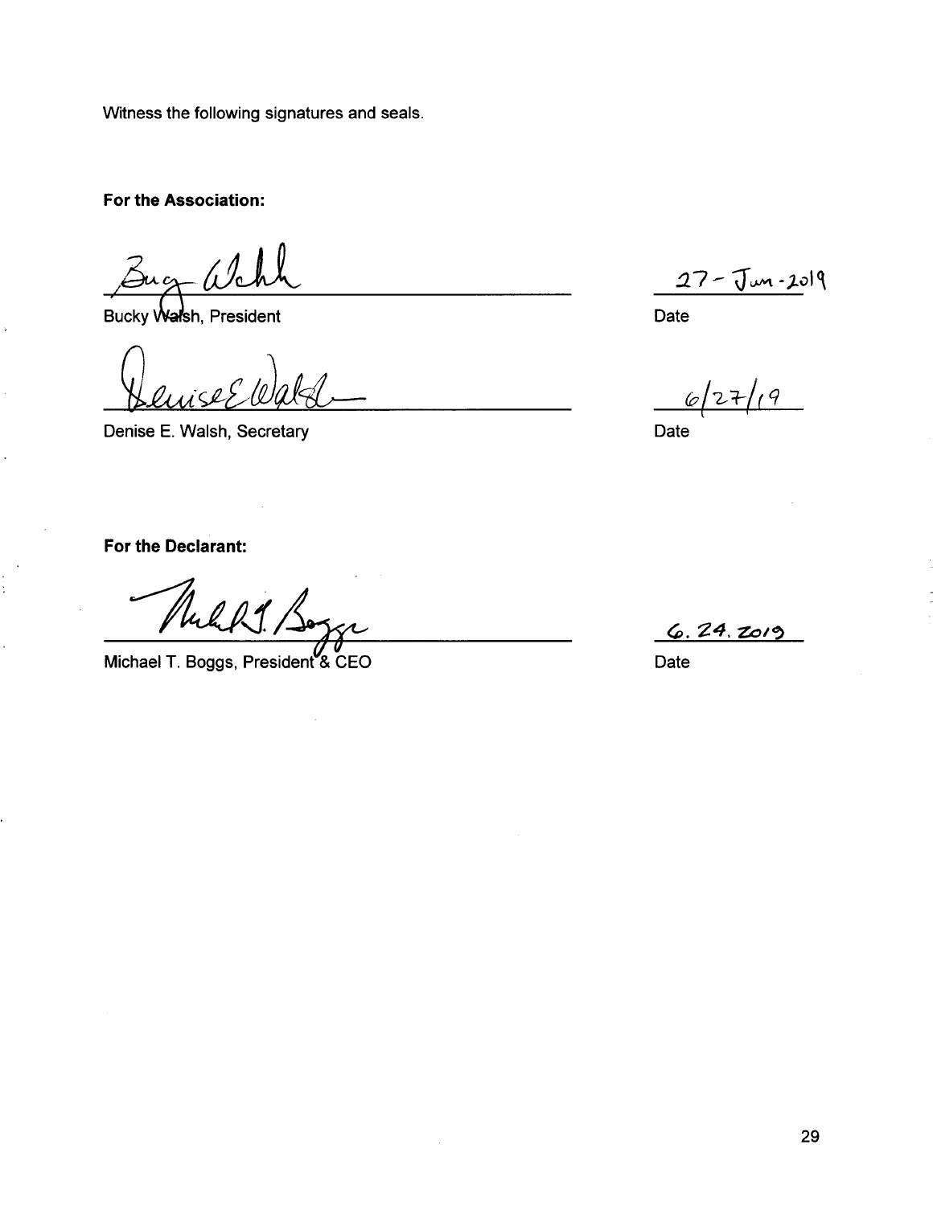Witness the following signatures and seals.

**For the Association:**

Bucky Walsh, President

27-Jun-2019

Date

Denise E. Walsh, Secretary

6/27/19

Date

**For the Declarant:**

Michael T. Boggs, President & CEO

6.24.2019

Date